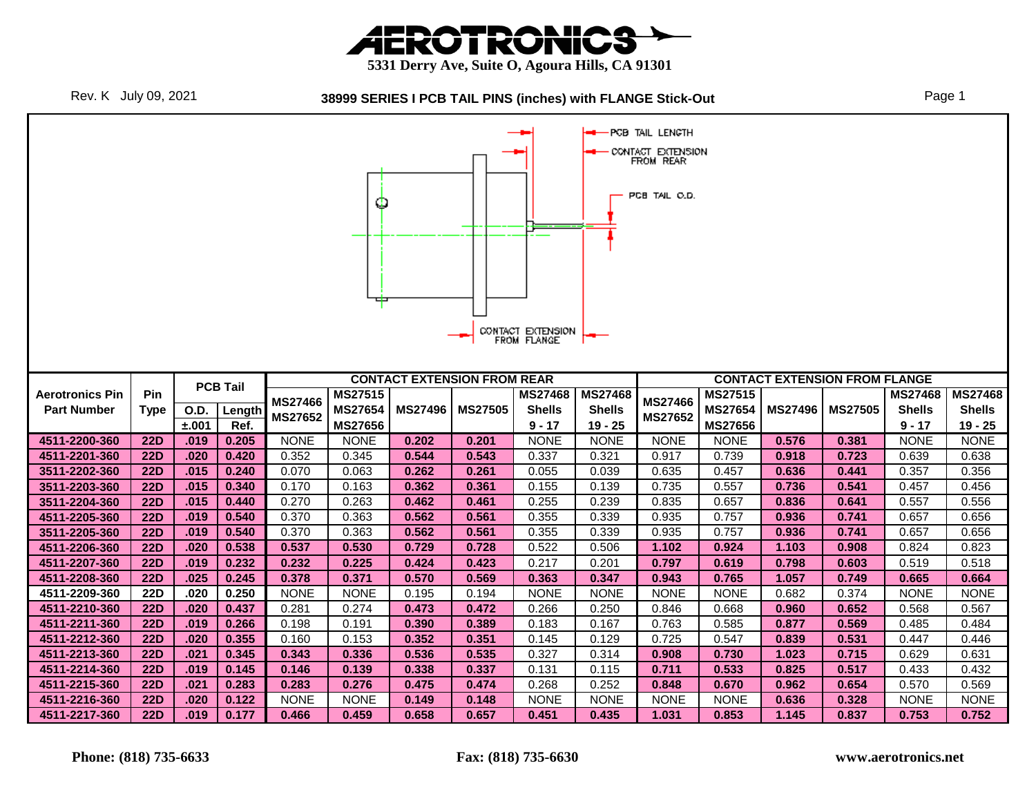# AEROTRONICS

**5331 Derry Ave, Suite O, Agoura Hills, CA 91301**

Rev. K July 09, 2021

**38999 SERIES I PCB TAIL PINS (inches) with FLANGE Stick-Out**

PCB TAIL LENGTH

CONTACT EXTENSION FROM REAR

PCB TAIL O.D.

CONTACT EXTENSION FROM FLANGE

| Aerotronics Pin Part Number | Pin Type | PCB Tail | | CONTACT EXTENSION FROM REAR | | | | | | CONTACT EXTENSION FROM FLANGE | | | | | |
|---|---|---|---|---|---|---|---|---|---|---|---|---|---|---|---|
| | | O.D. ±.001 | Length Ref. | MS27466 MS27652 | MS27515 MS27654 MS27656 | MS27496 | MS27505 | MS27468 Shells 9 - 17 | MS27468 Shells 19 - 25 | MS27466 MS27652 | MS27515 MS27654 MS27656 | MS27496 | MS27505 | MS27468 Shells 9 - 17 | MS27468 Shells 19 - 25 |
| 4511-2200-360 | 22D | .019 | 0.205 | NONE | NONE | 0.202 | 0.201 | NONE | NONE | NONE | NONE | 0.576 | 0.381 | NONE | NONE |
| 4511-2201-360 | 22D | .020 | 0.420 | 0.352 | 0.345 | 0.544 | 0.543 | 0.337 | 0.321 | 0.917 | 0.739 | 0.918 | 0.723 | 0.639 | 0.638 |
| 3511-2202-360 | 22D | .015 | 0.240 | 0.070 | 0.063 | 0.262 | 0.261 | 0.055 | 0.039 | 0.635 | 0.457 | 0.636 | 0.441 | 0.357 | 0.356 |
| 3511-2203-360 | 22D | .015 | 0.340 | 0.170 | 0.163 | 0.362 | 0.361 | 0.155 | 0.139 | 0.735 | 0.557 | 0.736 | 0.541 | 0.457 | 0.456 |
| 3511-2204-360 | 22D | .015 | 0.440 | 0.270 | 0.263 | 0.462 | 0.461 | 0.255 | 0.239 | 0.835 | 0.657 | 0.836 | 0.641 | 0.557 | 0.556 |
| 4511-2205-360 | 22D | .019 | 0.540 | 0.370 | 0.363 | 0.562 | 0.561 | 0.355 | 0.339 | 0.935 | 0.757 | 0.936 | 0.741 | 0.657 | 0.656 |
| 3511-2205-360 | 22D | .019 | 0.540 | 0.370 | 0.363 | 0.562 | 0.561 | 0.355 | 0.339 | 0.935 | 0.757 | 0.936 | 0.741 | 0.657 | 0.656 |
| 4511-2206-360 | 22D | .020 | 0.538 | 0.537 | 0.530 | 0.729 | 0.728 | 0.522 | 0.506 | 1.102 | 0.924 | 1.103 | 0.908 | 0.824 | 0.823 |
| 4511-2207-360 | 22D | .019 | 0.232 | 0.232 | 0.225 | 0.424 | 0.423 | 0.217 | 0.201 | 0.797 | 0.619 | 0.798 | 0.603 | 0.519 | 0.518 |
| 4511-2208-360 | 22D | .025 | 0.245 | 0.378 | 0.371 | 0.570 | 0.569 | 0.363 | 0.347 | 0.943 | 0.765 | 1.057 | 0.749 | 0.665 | 0.664 |
| 4511-2209-360 | 22D | .020 | 0.250 | NONE | NONE | 0.195 | 0.194 | NONE | NONE | NONE | NONE | 0.682 | 0.374 | NONE | NONE |
| 4511-2210-360 | 22D | .020 | 0.437 | 0.281 | 0.274 | 0.473 | 0.472 | 0.266 | 0.250 | 0.846 | 0.668 | 0.960 | 0.652 | 0.568 | 0.567 |
| 4511-2211-360 | 22D | .019 | 0.266 | 0.198 | 0.191 | 0.390 | 0.389 | 0.183 | 0.167 | 0.763 | 0.585 | 0.877 | 0.569 | 0.485 | 0.484 |
| 4511-2212-360 | 22D | .020 | 0.355 | 0.160 | 0.153 | 0.352 | 0.351 | 0.145 | 0.129 | 0.725 | 0.547 | 0.839 | 0.531 | 0.447 | 0.446 |
| 4511-2213-360 | 22D | .021 | 0.345 | 0.343 | 0.336 | 0.536 | 0.535 | 0.327 | 0.314 | 0.908 | 0.730 | 1.023 | 0.715 | 0.629 | 0.631 |
| 4511-2214-360 | 22D | .019 | 0.145 | 0.146 | 0.139 | 0.338 | 0.337 | 0.131 | 0.115 | 0.711 | 0.533 | 0.825 | 0.517 | 0.433 | 0.432 |
| 4511-2215-360 | 22D | .021 | 0.283 | 0.283 | 0.276 | 0.475 | 0.474 | 0.268 | 0.252 | 0.848 | 0.670 | 0.962 | 0.654 | 0.570 | 0.569 |
| 4511-2216-360 | 22D | .020 | 0.122 | NONE | NONE | 0.149 | 0.148 | NONE | NONE | NONE | NONE | 0.636 | 0.328 | NONE | NONE |
| 4511-2217-360 | 22D | .019 | 0.177 | 0.466 | 0.459 | 0.658 | 0.657 | 0.451 | 0.435 | 1.031 | 0.853 | 1.145 | 0.837 | 0.753 | 0.752 |

**Phone: (818) 735-6633** **Fax: (818) 735-6630** **www.aerotronics.net**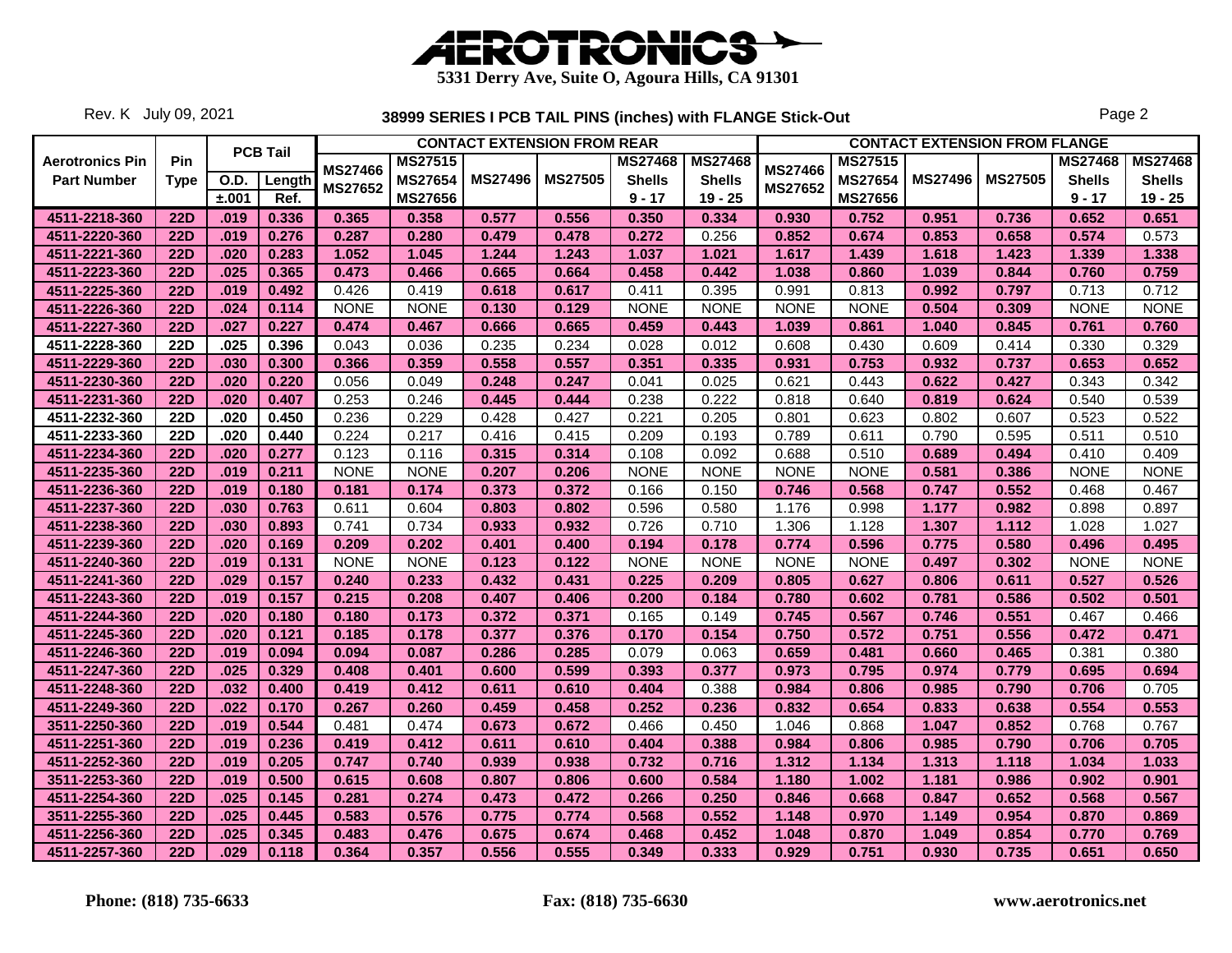# AEROTRONICS

**5331 Derry Ave, Suite O, Agoura Hills, CA 91301**

Rev. K July 09, 2021

## 38999 SERIES I PCB TAIL PINS (inches) with FLANGE Stick-Out

| Aerotronics Pin Part Number | Pin Type | PCB Tail O.D. ±.001 | PCB Tail Length Ref. | CONTACT EXTENSION FROM REAR: MS27466 MS27652 | MS27515 MS27654 MS27656 | MS27496 | MS27505 | MS27468 Shells 9 - 17 | MS27468 Shells 19 - 25 | CONTACT EXTENSION FROM FLANGE: MS27466 MS27652 | MS27515 MS27654 MS27656 | MS27496 | MS27505 | MS27468 Shells 9 - 17 | MS27468 Shells 19 - 25 |
|---|---|---|---|---|---|---|---|---|---|---|---|---|---|---|---|
| 4511-2218-360 | 22D | .019 | 0.336 | 0.365 | 0.358 | 0.577 | 0.556 | 0.350 | 0.334 | 0.930 | 0.752 | 0.951 | 0.736 | 0.652 | 0.651 |
| 4511-2220-360 | 22D | .019 | 0.276 | 0.287 | 0.280 | 0.479 | 0.478 | 0.272 | 0.256 | 0.852 | 0.674 | 0.853 | 0.658 | 0.574 | 0.573 |
| 4511-2221-360 | 22D | .020 | 0.283 | 1.052 | 1.045 | 1.244 | 1.243 | 1.037 | 1.021 | 1.617 | 1.439 | 1.618 | 1.423 | 1.339 | 1.338 |
| 4511-2223-360 | 22D | .025 | 0.365 | 0.473 | 0.466 | 0.665 | 0.664 | 0.458 | 0.442 | 1.038 | 0.860 | 1.039 | 0.844 | 0.760 | 0.759 |
| 4511-2225-360 | 22D | .019 | 0.492 | 0.426 | 0.419 | 0.618 | 0.617 | 0.411 | 0.395 | 0.991 | 0.813 | 0.992 | 0.797 | 0.713 | 0.712 |
| 4511-2226-360 | 22D | .024 | 0.114 | NONE | NONE | 0.130 | 0.129 | NONE | NONE | NONE | NONE | 0.504 | 0.309 | NONE | NONE |
| 4511-2227-360 | 22D | .027 | 0.227 | 0.474 | 0.467 | 0.666 | 0.665 | 0.459 | 0.443 | 1.039 | 0.861 | 1.040 | 0.845 | 0.761 | 0.760 |
| 4511-2228-360 | 22D | .025 | 0.396 | 0.043 | 0.036 | 0.235 | 0.234 | 0.028 | 0.012 | 0.608 | 0.430 | 0.609 | 0.414 | 0.330 | 0.329 |
| 4511-2229-360 | 22D | .030 | 0.300 | 0.366 | 0.359 | 0.558 | 0.557 | 0.351 | 0.335 | 0.931 | 0.753 | 0.932 | 0.737 | 0.653 | 0.652 |
| 4511-2230-360 | 22D | .020 | 0.220 | 0.056 | 0.049 | 0.248 | 0.247 | 0.041 | 0.025 | 0.621 | 0.443 | 0.622 | 0.427 | 0.343 | 0.342 |
| 4511-2231-360 | 22D | .020 | 0.407 | 0.253 | 0.246 | 0.445 | 0.444 | 0.238 | 0.222 | 0.818 | 0.640 | 0.819 | 0.624 | 0.540 | 0.539 |
| 4511-2232-360 | 22D | .020 | 0.450 | 0.236 | 0.229 | 0.428 | 0.427 | 0.221 | 0.205 | 0.801 | 0.623 | 0.802 | 0.607 | 0.523 | 0.522 |
| 4511-2233-360 | 22D | .020 | 0.440 | 0.224 | 0.217 | 0.416 | 0.415 | 0.209 | 0.193 | 0.789 | 0.611 | 0.790 | 0.595 | 0.511 | 0.510 |
| 4511-2234-360 | 22D | .020 | 0.277 | 0.123 | 0.116 | 0.315 | 0.314 | 0.108 | 0.092 | 0.688 | 0.510 | 0.689 | 0.494 | 0.410 | 0.409 |
| 4511-2235-360 | 22D | .019 | 0.211 | NONE | NONE | 0.207 | 0.206 | NONE | NONE | NONE | NONE | 0.581 | 0.386 | NONE | NONE |
| 4511-2236-360 | 22D | .019 | 0.180 | 0.181 | 0.174 | 0.373 | 0.372 | 0.166 | 0.150 | 0.746 | 0.568 | 0.747 | 0.552 | 0.468 | 0.467 |
| 4511-2237-360 | 22D | .030 | 0.763 | 0.611 | 0.604 | 0.803 | 0.802 | 0.596 | 0.580 | 1.176 | 0.998 | 1.177 | 0.982 | 0.898 | 0.897 |
| 4511-2238-360 | 22D | .030 | 0.893 | 0.741 | 0.734 | 0.933 | 0.932 | 0.726 | 0.710 | 1.306 | 1.128 | 1.307 | 1.112 | 1.028 | 1.027 |
| 4511-2239-360 | 22D | .020 | 0.169 | 0.209 | 0.202 | 0.401 | 0.400 | 0.194 | 0.178 | 0.774 | 0.596 | 0.775 | 0.580 | 0.496 | 0.495 |
| 4511-2240-360 | 22D | .019 | 0.131 | NONE | NONE | 0.123 | 0.122 | NONE | NONE | NONE | NONE | 0.497 | 0.302 | NONE | NONE |
| 4511-2241-360 | 22D | .029 | 0.157 | 0.240 | 0.233 | 0.432 | 0.431 | 0.225 | 0.209 | 0.805 | 0.627 | 0.806 | 0.611 | 0.527 | 0.526 |
| 4511-2243-360 | 22D | .019 | 0.157 | 0.215 | 0.208 | 0.407 | 0.406 | 0.200 | 0.184 | 0.780 | 0.602 | 0.781 | 0.586 | 0.502 | 0.501 |
| 4511-2244-360 | 22D | .020 | 0.180 | 0.180 | 0.173 | 0.372 | 0.371 | 0.165 | 0.149 | 0.745 | 0.567 | 0.746 | 0.551 | 0.467 | 0.466 |
| 4511-2245-360 | 22D | .020 | 0.121 | 0.185 | 0.178 | 0.377 | 0.376 | 0.170 | 0.154 | 0.750 | 0.572 | 0.751 | 0.556 | 0.472 | 0.471 |
| 4511-2246-360 | 22D | .019 | 0.094 | 0.094 | 0.087 | 0.286 | 0.285 | 0.079 | 0.063 | 0.659 | 0.481 | 0.660 | 0.465 | 0.381 | 0.380 |
| 4511-2247-360 | 22D | .025 | 0.329 | 0.408 | 0.401 | 0.600 | 0.599 | 0.393 | 0.377 | 0.973 | 0.795 | 0.974 | 0.779 | 0.695 | 0.694 |
| 4511-2248-360 | 22D | .032 | 0.400 | 0.419 | 0.412 | 0.611 | 0.610 | 0.404 | 0.388 | 0.984 | 0.806 | 0.985 | 0.790 | 0.706 | 0.705 |
| 4511-2249-360 | 22D | .022 | 0.170 | 0.267 | 0.260 | 0.459 | 0.458 | 0.252 | 0.236 | 0.832 | 0.654 | 0.833 | 0.638 | 0.554 | 0.553 |
| 3511-2250-360 | 22D | .019 | 0.544 | 0.481 | 0.474 | 0.673 | 0.672 | 0.466 | 0.450 | 1.046 | 0.868 | 1.047 | 0.852 | 0.768 | 0.767 |
| 4511-2251-360 | 22D | .019 | 0.236 | 0.419 | 0.412 | 0.611 | 0.610 | 0.404 | 0.388 | 0.984 | 0.806 | 0.985 | 0.790 | 0.706 | 0.705 |
| 4511-2252-360 | 22D | .019 | 0.205 | 0.747 | 0.740 | 0.939 | 0.938 | 0.732 | 0.716 | 1.312 | 1.134 | 1.313 | 1.118 | 1.034 | 1.033 |
| 3511-2253-360 | 22D | .019 | 0.500 | 0.615 | 0.608 | 0.807 | 0.806 | 0.600 | 0.584 | 1.180 | 1.002 | 1.181 | 0.986 | 0.902 | 0.901 |
| 4511-2254-360 | 22D | .025 | 0.145 | 0.281 | 0.274 | 0.473 | 0.472 | 0.266 | 0.250 | 0.846 | 0.668 | 0.847 | 0.652 | 0.568 | 0.567 |
| 3511-2255-360 | 22D | .025 | 0.445 | 0.583 | 0.576 | 0.775 | 0.774 | 0.568 | 0.552 | 1.148 | 0.970 | 1.149 | 0.954 | 0.870 | 0.869 |
| 4511-2256-360 | 22D | .025 | 0.345 | 0.483 | 0.476 | 0.675 | 0.674 | 0.468 | 0.452 | 1.048 | 0.870 | 1.049 | 0.854 | 0.770 | 0.769 |
| 4511-2257-360 | 22D | .029 | 0.118 | 0.364 | 0.357 | 0.556 | 0.555 | 0.349 | 0.333 | 0.929 | 0.751 | 0.930 | 0.735 | 0.651 | 0.650 |

**Phone: (818) 735-6633** **Fax: (818) 735-6630** **www.aerotronics.net**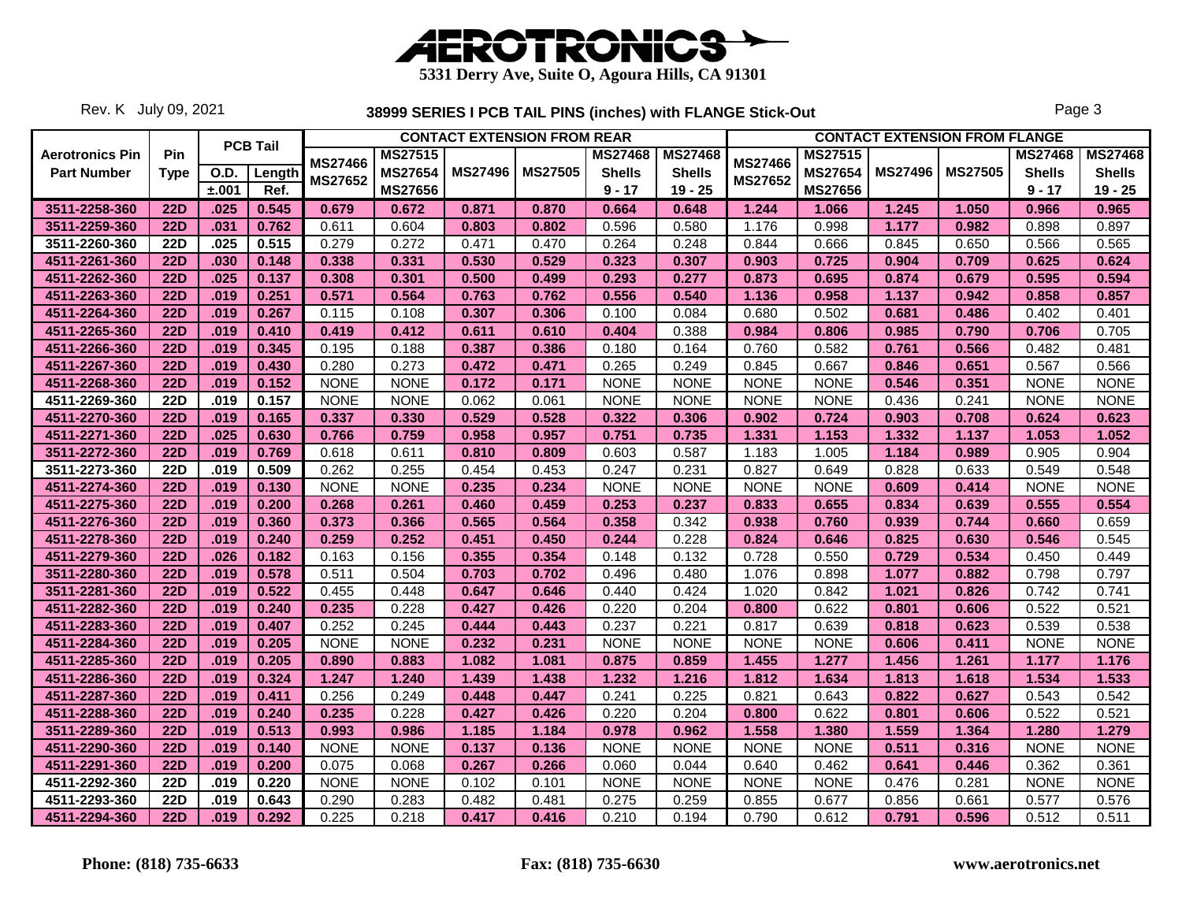# AEROTRONICS

**5331 Derry Ave, Suite O, Agoura Hills, CA 91301**

Rev. K July 09, 2021

## 38999 SERIES I PCB TAIL PINS (inches) with FLANGE Stick-Out

| Aerotronics Pin Part Number | Pin Type | PCB Tail O.D. ±.001 | PCB Tail Length Ref. | CONTACT EXTENSION FROM REAR MS27466 MS27652 | MS27515 MS27654 MS27656 | MS27496 | MS27505 | MS27468 Shells 9 - 17 | MS27468 Shells 19 - 25 | CONTACT EXTENSION FROM FLANGE MS27466 MS27652 | MS27515 MS27654 MS27656 | MS27496 | MS27505 | MS27468 Shells 9 - 17 | MS27468 Shells 19 - 25 |
|---|---|---|---|---|---|---|---|---|---|---|---|---|---|---|---|
| 3511-2258-360 | 22D | .025 | 0.545 | 0.679 | 0.672 | 0.871 | 0.870 | 0.664 | 0.648 | 1.244 | 1.066 | 1.245 | 1.050 | 0.966 | 0.965 |
| 3511-2259-360 | 22D | .031 | 0.762 | 0.611 | 0.604 | 0.803 | 0.802 | 0.596 | 0.580 | 1.176 | 0.998 | 1.177 | 0.982 | 0.898 | 0.897 |
| 3511-2260-360 | 22D | .025 | 0.515 | 0.279 | 0.272 | 0.471 | 0.470 | 0.264 | 0.248 | 0.844 | 0.666 | 0.845 | 0.650 | 0.566 | 0.565 |
| 4511-2261-360 | 22D | .030 | 0.148 | 0.338 | 0.331 | 0.530 | 0.529 | 0.323 | 0.307 | 0.903 | 0.725 | 0.904 | 0.709 | 0.625 | 0.624 |
| 4511-2262-360 | 22D | .025 | 0.137 | 0.308 | 0.301 | 0.500 | 0.499 | 0.293 | 0.277 | 0.873 | 0.695 | 0.874 | 0.679 | 0.595 | 0.594 |
| 4511-2263-360 | 22D | .019 | 0.251 | 0.571 | 0.564 | 0.763 | 0.762 | 0.556 | 0.540 | 1.136 | 0.958 | 1.137 | 0.942 | 0.858 | 0.857 |
| 4511-2264-360 | 22D | .019 | 0.267 | 0.115 | 0.108 | 0.307 | 0.306 | 0.100 | 0.084 | 0.680 | 0.502 | 0.681 | 0.486 | 0.402 | 0.401 |
| 4511-2265-360 | 22D | .019 | 0.410 | 0.419 | 0.412 | 0.611 | 0.610 | 0.404 | 0.388 | 0.984 | 0.806 | 0.985 | 0.790 | 0.706 | 0.705 |
| 4511-2266-360 | 22D | .019 | 0.345 | 0.195 | 0.188 | 0.387 | 0.386 | 0.180 | 0.164 | 0.760 | 0.582 | 0.761 | 0.566 | 0.482 | 0.481 |
| 4511-2267-360 | 22D | .019 | 0.430 | 0.280 | 0.273 | 0.472 | 0.471 | 0.265 | 0.249 | 0.845 | 0.667 | 0.846 | 0.651 | 0.567 | 0.566 |
| 4511-2268-360 | 22D | .019 | 0.152 | NONE | NONE | 0.172 | 0.171 | NONE | NONE | NONE | NONE | 0.546 | 0.351 | NONE | NONE |
| 4511-2269-360 | 22D | .019 | 0.157 | NONE | NONE | 0.062 | 0.061 | NONE | NONE | NONE | NONE | 0.436 | 0.241 | NONE | NONE |
| 4511-2270-360 | 22D | .019 | 0.165 | 0.337 | 0.330 | 0.529 | 0.528 | 0.322 | 0.306 | 0.902 | 0.724 | 0.903 | 0.708 | 0.624 | 0.623 |
| 4511-2271-360 | 22D | .025 | 0.630 | 0.766 | 0.759 | 0.958 | 0.957 | 0.751 | 0.735 | 1.331 | 1.153 | 1.332 | 1.137 | 1.053 | 1.052 |
| 3511-2272-360 | 22D | .019 | 0.769 | 0.618 | 0.611 | 0.810 | 0.809 | 0.603 | 0.587 | 1.183 | 1.005 | 1.184 | 0.989 | 0.905 | 0.904 |
| 3511-2273-360 | 22D | .019 | 0.509 | 0.262 | 0.255 | 0.454 | 0.453 | 0.247 | 0.231 | 0.827 | 0.649 | 0.828 | 0.633 | 0.549 | 0.548 |
| 4511-2274-360 | 22D | .019 | 0.130 | NONE | NONE | 0.235 | 0.234 | NONE | NONE | NONE | NONE | 0.609 | 0.414 | NONE | NONE |
| 4511-2275-360 | 22D | .019 | 0.200 | 0.268 | 0.261 | 0.460 | 0.459 | 0.253 | 0.237 | 0.833 | 0.655 | 0.834 | 0.639 | 0.555 | 0.554 |
| 4511-2276-360 | 22D | .019 | 0.360 | 0.373 | 0.366 | 0.565 | 0.564 | 0.358 | 0.342 | 0.938 | 0.760 | 0.939 | 0.744 | 0.660 | 0.659 |
| 4511-2278-360 | 22D | .019 | 0.240 | 0.259 | 0.252 | 0.451 | 0.450 | 0.244 | 0.228 | 0.824 | 0.646 | 0.825 | 0.630 | 0.546 | 0.545 |
| 4511-2279-360 | 22D | .026 | 0.182 | 0.163 | 0.156 | 0.355 | 0.354 | 0.148 | 0.132 | 0.728 | 0.550 | 0.729 | 0.534 | 0.450 | 0.449 |
| 3511-2280-360 | 22D | .019 | 0.578 | 0.511 | 0.504 | 0.703 | 0.702 | 0.496 | 0.480 | 1.076 | 0.898 | 1.077 | 0.882 | 0.798 | 0.797 |
| 3511-2281-360 | 22D | .019 | 0.522 | 0.455 | 0.448 | 0.647 | 0.646 | 0.440 | 0.424 | 1.020 | 0.842 | 1.021 | 0.826 | 0.742 | 0.741 |
| 4511-2282-360 | 22D | .019 | 0.240 | 0.235 | 0.228 | 0.427 | 0.426 | 0.220 | 0.204 | 0.800 | 0.622 | 0.801 | 0.606 | 0.522 | 0.521 |
| 4511-2283-360 | 22D | .019 | 0.407 | 0.252 | 0.245 | 0.444 | 0.443 | 0.237 | 0.221 | 0.817 | 0.639 | 0.818 | 0.623 | 0.539 | 0.538 |
| 4511-2284-360 | 22D | .019 | 0.205 | NONE | NONE | 0.232 | 0.231 | NONE | NONE | NONE | NONE | 0.606 | 0.411 | NONE | NONE |
| 4511-2285-360 | 22D | .019 | 0.205 | 0.890 | 0.883 | 1.082 | 1.081 | 0.875 | 0.859 | 1.455 | 1.277 | 1.456 | 1.261 | 1.177 | 1.176 |
| 4511-2286-360 | 22D | .019 | 0.324 | 1.247 | 1.240 | 1.439 | 1.438 | 1.232 | 1.216 | 1.812 | 1.634 | 1.813 | 1.618 | 1.534 | 1.533 |
| 4511-2287-360 | 22D | .019 | 0.411 | 0.256 | 0.249 | 0.448 | 0.447 | 0.241 | 0.225 | 0.821 | 0.643 | 0.822 | 0.627 | 0.543 | 0.542 |
| 4511-2288-360 | 22D | .019 | 0.240 | 0.235 | 0.228 | 0.427 | 0.426 | 0.220 | 0.204 | 0.800 | 0.622 | 0.801 | 0.606 | 0.522 | 0.521 |
| 3511-2289-360 | 22D | .019 | 0.513 | 0.993 | 0.986 | 1.185 | 1.184 | 0.978 | 0.962 | 1.558 | 1.380 | 1.559 | 1.364 | 1.280 | 1.279 |
| 4511-2290-360 | 22D | .019 | 0.140 | NONE | NONE | 0.137 | 0.136 | NONE | NONE | NONE | NONE | 0.511 | 0.316 | NONE | NONE |
| 4511-2291-360 | 22D | .019 | 0.200 | 0.075 | 0.068 | 0.267 | 0.266 | 0.060 | 0.044 | 0.640 | 0.462 | 0.641 | 0.446 | 0.362 | 0.361 |
| 4511-2292-360 | 22D | .019 | 0.220 | NONE | NONE | 0.102 | 0.101 | NONE | NONE | NONE | NONE | 0.476 | 0.281 | NONE | NONE |
| 4511-2293-360 | 22D | .019 | 0.643 | 0.290 | 0.283 | 0.482 | 0.481 | 0.275 | 0.259 | 0.855 | 0.677 | 0.856 | 0.661 | 0.577 | 0.576 |
| 4511-2294-360 | 22D | .019 | 0.292 | 0.225 | 0.218 | 0.417 | 0.416 | 0.210 | 0.194 | 0.790 | 0.612 | 0.791 | 0.596 | 0.512 | 0.511 |

**Phone: (818) 735-6633** | **Fax: (818) 735-6630** | **www.aerotronics.net**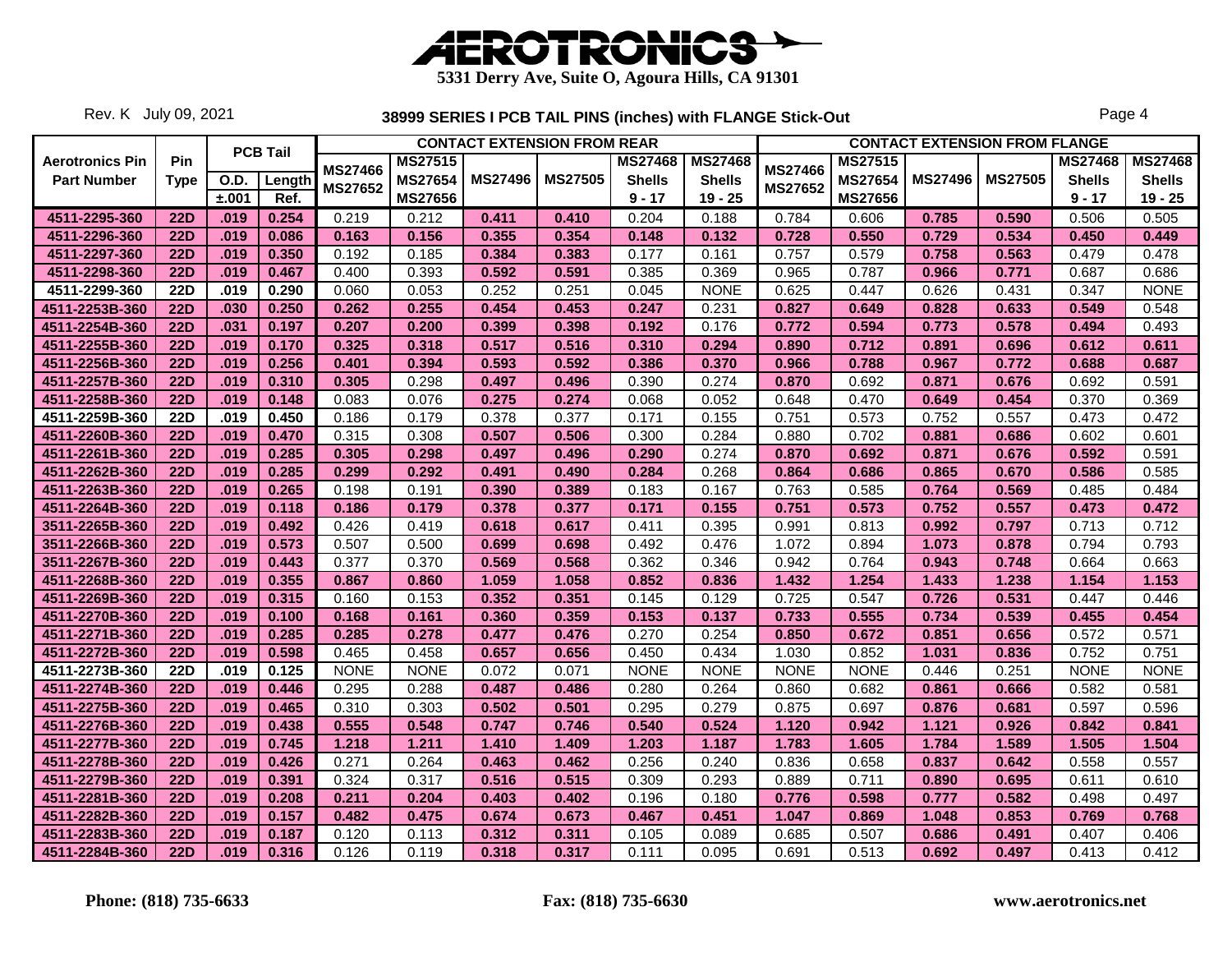# AEROTRONICS

**5331 Derry Ave, Suite O, Agoura Hills, CA 91301**

Rev. K July 09, 2021

## 38999 SERIES I PCB TAIL PINS (inches) with FLANGE Stick-Out

| Aerotronics Pin | Pin | PCB Tail | | CONTACT EXTENSION FROM REAR | | | | | | CONTACT EXTENSION FROM FLANGE | | | | | |
|---|---|---|---|---|---|---|---|---|---|---|---|---|---|---|---|
| Part Number | Type | O.D. | Length | MS27466 MS27652 | MS27515 MS27654 MS27656 | MS27496 | MS27505 | MS27468 Shells | MS27468 Shells | MS27466 MS27652 | MS27515 MS27654 MS27656 | MS27496 | MS27505 | MS27468 Shells | MS27468 Shells |
| | | ±.001 | Ref. | | | | | 9 - 17 | 19 - 25 | | | | | 9 - 17 | 19 - 25 |
| 4511-2295-360 | 22D | .019 | 0.254 | 0.219 | 0.212 | 0.411 | 0.410 | 0.204 | 0.188 | 0.784 | 0.606 | 0.785 | 0.590 | 0.506 | 0.505 |
| 4511-2296-360 | 22D | .019 | 0.086 | 0.163 | 0.156 | 0.355 | 0.354 | 0.148 | 0.132 | 0.728 | 0.550 | 0.729 | 0.534 | 0.450 | 0.449 |
| 4511-2297-360 | 22D | .019 | 0.350 | 0.192 | 0.185 | 0.384 | 0.383 | 0.177 | 0.161 | 0.757 | 0.579 | 0.758 | 0.563 | 0.479 | 0.478 |
| 4511-2298-360 | 22D | .019 | 0.467 | 0.400 | 0.393 | 0.592 | 0.591 | 0.385 | 0.369 | 0.965 | 0.787 | 0.966 | 0.771 | 0.687 | 0.686 |
| 4511-2299-360 | 22D | .019 | 0.290 | 0.060 | 0.053 | 0.252 | 0.251 | 0.045 | NONE | 0.625 | 0.447 | 0.626 | 0.431 | 0.347 | NONE |
| 4511-2253B-360 | 22D | .030 | 0.250 | 0.262 | 0.255 | 0.454 | 0.453 | 0.247 | 0.231 | 0.827 | 0.649 | 0.828 | 0.633 | 0.549 | 0.548 |
| 4511-2254B-360 | 22D | .031 | 0.197 | 0.207 | 0.200 | 0.399 | 0.398 | 0.192 | 0.176 | 0.772 | 0.594 | 0.773 | 0.578 | 0.494 | 0.493 |
| 4511-2255B-360 | 22D | .019 | 0.170 | 0.325 | 0.318 | 0.517 | 0.516 | 0.310 | 0.294 | 0.890 | 0.712 | 0.891 | 0.696 | 0.612 | 0.611 |
| 4511-2256B-360 | 22D | .019 | 0.256 | 0.401 | 0.394 | 0.593 | 0.592 | 0.386 | 0.370 | 0.966 | 0.788 | 0.967 | 0.772 | 0.688 | 0.687 |
| 4511-2257B-360 | 22D | .019 | 0.310 | 0.305 | 0.298 | 0.497 | 0.496 | 0.390 | 0.274 | 0.870 | 0.692 | 0.871 | 0.676 | 0.692 | 0.591 |
| 4511-2258B-360 | 22D | .019 | 0.148 | 0.083 | 0.076 | 0.275 | 0.274 | 0.068 | 0.052 | 0.648 | 0.470 | 0.649 | 0.454 | 0.370 | 0.369 |
| 4511-2259B-360 | 22D | .019 | 0.450 | 0.186 | 0.179 | 0.378 | 0.377 | 0.171 | 0.155 | 0.751 | 0.573 | 0.752 | 0.557 | 0.473 | 0.472 |
| 4511-2260B-360 | 22D | .019 | 0.470 | 0.315 | 0.308 | 0.507 | 0.506 | 0.300 | 0.284 | 0.880 | 0.702 | 0.881 | 0.686 | 0.602 | 0.601 |
| 4511-2261B-360 | 22D | .019 | 0.285 | 0.305 | 0.298 | 0.497 | 0.496 | 0.290 | 0.274 | 0.870 | 0.692 | 0.871 | 0.676 | 0.592 | 0.591 |
| 4511-2262B-360 | 22D | .019 | 0.285 | 0.299 | 0.292 | 0.491 | 0.490 | 0.284 | 0.268 | 0.864 | 0.686 | 0.865 | 0.670 | 0.586 | 0.585 |
| 4511-2263B-360 | 22D | .019 | 0.265 | 0.198 | 0.191 | 0.390 | 0.389 | 0.183 | 0.167 | 0.763 | 0.585 | 0.764 | 0.569 | 0.485 | 0.484 |
| 4511-2264B-360 | 22D | .019 | 0.118 | 0.186 | 0.179 | 0.378 | 0.377 | 0.171 | 0.155 | 0.751 | 0.573 | 0.752 | 0.557 | 0.473 | 0.472 |
| 3511-2265B-360 | 22D | .019 | 0.492 | 0.426 | 0.419 | 0.618 | 0.617 | 0.411 | 0.395 | 0.991 | 0.813 | 0.992 | 0.797 | 0.713 | 0.712 |
| 3511-2266B-360 | 22D | .019 | 0.573 | 0.507 | 0.500 | 0.699 | 0.698 | 0.492 | 0.476 | 1.072 | 0.894 | 1.073 | 0.878 | 0.794 | 0.793 |
| 3511-2267B-360 | 22D | .019 | 0.443 | 0.377 | 0.370 | 0.569 | 0.568 | 0.362 | 0.346 | 0.942 | 0.764 | 0.943 | 0.748 | 0.664 | 0.663 |
| 4511-2268B-360 | 22D | .019 | 0.355 | 0.867 | 0.860 | 1.059 | 1.058 | 0.852 | 0.836 | 1.432 | 1.254 | 1.433 | 1.238 | 1.154 | 1.153 |
| 4511-2269B-360 | 22D | .019 | 0.315 | 0.160 | 0.153 | 0.352 | 0.351 | 0.145 | 0.129 | 0.725 | 0.547 | 0.726 | 0.531 | 0.447 | 0.446 |
| 4511-2270B-360 | 22D | .019 | 0.100 | 0.168 | 0.161 | 0.360 | 0.359 | 0.153 | 0.137 | 0.733 | 0.555 | 0.734 | 0.539 | 0.455 | 0.454 |
| 4511-2271B-360 | 22D | .019 | 0.285 | 0.285 | 0.278 | 0.477 | 0.476 | 0.270 | 0.254 | 0.850 | 0.672 | 0.851 | 0.656 | 0.572 | 0.571 |
| 4511-2272B-360 | 22D | .019 | 0.598 | 0.465 | 0.458 | 0.657 | 0.656 | 0.450 | 0.434 | 1.030 | 0.852 | 1.031 | 0.836 | 0.752 | 0.751 |
| 4511-2273B-360 | 22D | .019 | 0.125 | NONE | NONE | 0.072 | 0.071 | NONE | NONE | NONE | NONE | 0.446 | 0.251 | NONE | NONE |
| 4511-2274B-360 | 22D | .019 | 0.446 | 0.295 | 0.288 | 0.487 | 0.486 | 0.280 | 0.264 | 0.860 | 0.682 | 0.861 | 0.666 | 0.582 | 0.581 |
| 4511-2275B-360 | 22D | .019 | 0.465 | 0.310 | 0.303 | 0.502 | 0.501 | 0.295 | 0.279 | 0.875 | 0.697 | 0.876 | 0.681 | 0.597 | 0.596 |
| 4511-2276B-360 | 22D | .019 | 0.438 | 0.555 | 0.548 | 0.747 | 0.746 | 0.540 | 0.524 | 1.120 | 0.942 | 1.121 | 0.926 | 0.842 | 0.841 |
| 4511-2277B-360 | 22D | .019 | 0.745 | 1.218 | 1.211 | 1.410 | 1.409 | 1.203 | 1.187 | 1.783 | 1.605 | 1.784 | 1.589 | 1.505 | 1.504 |
| 4511-2278B-360 | 22D | .019 | 0.426 | 0.271 | 0.264 | 0.463 | 0.462 | 0.256 | 0.240 | 0.836 | 0.658 | 0.837 | 0.642 | 0.558 | 0.557 |
| 4511-2279B-360 | 22D | .019 | 0.391 | 0.324 | 0.317 | 0.516 | 0.515 | 0.309 | 0.293 | 0.889 | 0.711 | 0.890 | 0.695 | 0.611 | 0.610 |
| 4511-2281B-360 | 22D | .019 | 0.208 | 0.211 | 0.204 | 0.403 | 0.402 | 0.196 | 0.180 | 0.776 | 0.598 | 0.777 | 0.582 | 0.498 | 0.497 |
| 4511-2282B-360 | 22D | .019 | 0.157 | 0.482 | 0.475 | 0.674 | 0.673 | 0.467 | 0.451 | 1.047 | 0.869 | 1.048 | 0.853 | 0.769 | 0.768 |
| 4511-2283B-360 | 22D | .019 | 0.187 | 0.120 | 0.113 | 0.312 | 0.311 | 0.105 | 0.089 | 0.685 | 0.507 | 0.686 | 0.491 | 0.407 | 0.406 |
| 4511-2284B-360 | 22D | .019 | 0.316 | 0.126 | 0.119 | 0.318 | 0.317 | 0.111 | 0.095 | 0.691 | 0.513 | 0.692 | 0.497 | 0.413 | 0.412 |

**Phone: (818) 735-6633** **Fax: (818) 735-6630** **www.aerotronics.net**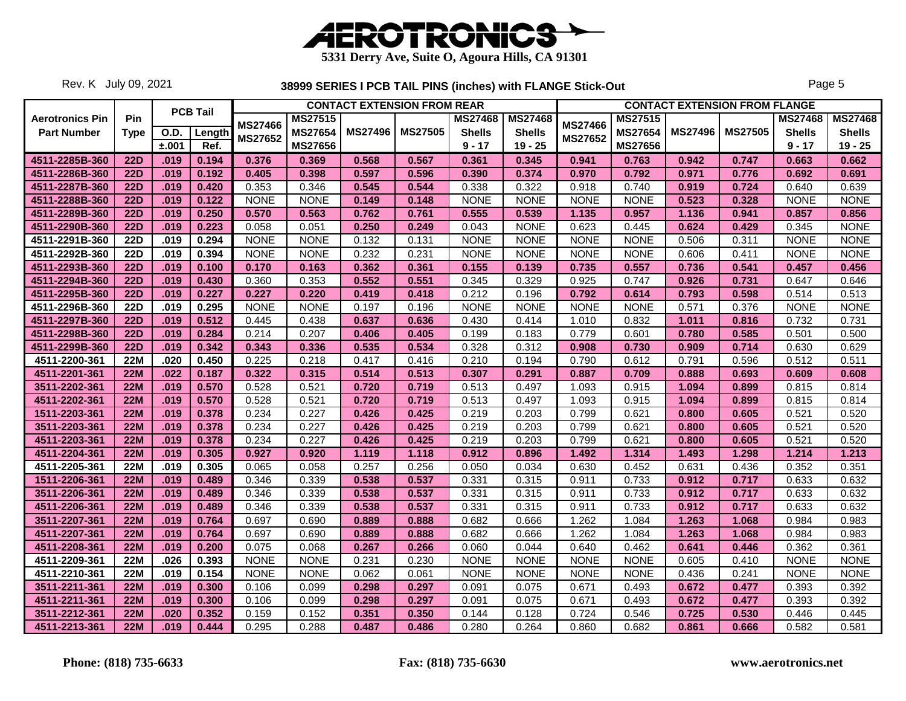# AEROTRONICS

**5331 Derry Ave, Suite O, Agoura Hills, CA 91301**

Rev. K July 09, 2021

## 38999 SERIES I PCB TAIL PINS (inches) with FLANGE Stick-Out

| Aerotronics Pin | Pin | PCB Tail | | CONTACT EXTENSION FROM REAR | | | | | | CONTACT EXTENSION FROM FLANGE | | | | | |
|---|---|---|---|---|---|---|---|---|---|---|---|---|---|---|---|
| Part Number | Type | O.D. ±.001 | Length Ref. | MS27466 MS27652 | MS27515 MS27654 MS27656 | MS27496 | MS27505 | MS27468 Shells 9 - 17 | MS27468 Shells 19 - 25 | MS27466 MS27652 | MS27515 MS27654 MS27656 | MS27496 | MS27505 | MS27468 Shells 9 - 17 | MS27468 Shells 19 - 25 |
| 4511-2285B-360 | 22D | .019 | 0.194 | 0.376 | 0.369 | 0.568 | 0.567 | 0.361 | 0.345 | 0.941 | 0.763 | 0.942 | 0.747 | 0.663 | 0.662 |
| 4511-2286B-360 | 22D | .019 | 0.192 | 0.405 | 0.398 | 0.597 | 0.596 | 0.390 | 0.374 | 0.970 | 0.792 | 0.971 | 0.776 | 0.692 | 0.691 |
| 4511-2287B-360 | 22D | .019 | 0.420 | 0.353 | 0.346 | 0.545 | 0.544 | 0.338 | 0.322 | 0.918 | 0.740 | 0.919 | 0.724 | 0.640 | 0.639 |
| 4511-2288B-360 | 22D | .019 | 0.122 | NONE | NONE | 0.149 | 0.148 | NONE | NONE | NONE | NONE | 0.523 | 0.328 | NONE | NONE |
| 4511-2289B-360 | 22D | .019 | 0.250 | 0.570 | 0.563 | 0.762 | 0.761 | 0.555 | 0.539 | 1.135 | 0.957 | 1.136 | 0.941 | 0.857 | 0.856 |
| 4511-2290B-360 | 22D | .019 | 0.223 | 0.058 | 0.051 | 0.250 | 0.249 | 0.043 | NONE | 0.623 | 0.445 | 0.624 | 0.429 | 0.345 | NONE |
| 4511-2291B-360 | 22D | .019 | 0.294 | NONE | NONE | 0.132 | 0.131 | NONE | NONE | NONE | NONE | 0.506 | 0.311 | NONE | NONE |
| 4511-2292B-360 | 22D | .019 | 0.394 | NONE | NONE | 0.232 | 0.231 | NONE | NONE | NONE | NONE | 0.606 | 0.411 | NONE | NONE |
| 4511-2293B-360 | 22D | .019 | 0.100 | 0.170 | 0.163 | 0.362 | 0.361 | 0.155 | 0.139 | 0.735 | 0.557 | 0.736 | 0.541 | 0.457 | 0.456 |
| 4511-2294B-360 | 22D | .019 | 0.430 | 0.360 | 0.353 | 0.552 | 0.551 | 0.345 | 0.329 | 0.925 | 0.747 | 0.926 | 0.731 | 0.647 | 0.646 |
| 4511-2295B-360 | 22D | .019 | 0.227 | 0.227 | 0.220 | 0.419 | 0.418 | 0.212 | 0.196 | 0.792 | 0.614 | 0.793 | 0.598 | 0.514 | 0.513 |
| 4511-2296B-360 | 22D | .019 | 0.295 | NONE | NONE | 0.197 | 0.196 | NONE | NONE | NONE | NONE | 0.571 | 0.376 | NONE | NONE |
| 4511-2297B-360 | 22D | .019 | 0.512 | 0.445 | 0.438 | 0.637 | 0.636 | 0.430 | 0.414 | 1.010 | 0.832 | 1.011 | 0.816 | 0.732 | 0.731 |
| 4511-2298B-360 | 22D | .019 | 0.284 | 0.214 | 0.207 | 0.406 | 0.405 | 0.199 | 0.183 | 0.779 | 0.601 | 0.780 | 0.585 | 0.501 | 0.500 |
| 4511-2299B-360 | 22D | .019 | 0.342 | 0.343 | 0.336 | 0.535 | 0.534 | 0.328 | 0.312 | 0.908 | 0.730 | 0.909 | 0.714 | 0.630 | 0.629 |
| 4511-2200-361 | 22M | .020 | 0.450 | 0.225 | 0.218 | 0.417 | 0.416 | 0.210 | 0.194 | 0.790 | 0.612 | 0.791 | 0.596 | 0.512 | 0.511 |
| 4511-2201-361 | 22M | .022 | 0.187 | 0.322 | 0.315 | 0.514 | 0.513 | 0.307 | 0.291 | 0.887 | 0.709 | 0.888 | 0.693 | 0.609 | 0.608 |
| 3511-2202-361 | 22M | .019 | 0.570 | 0.528 | 0.521 | 0.720 | 0.719 | 0.513 | 0.497 | 1.093 | 0.915 | 1.094 | 0.899 | 0.815 | 0.814 |
| 4511-2202-361 | 22M | .019 | 0.570 | 0.528 | 0.521 | 0.720 | 0.719 | 0.513 | 0.497 | 1.093 | 0.915 | 1.094 | 0.899 | 0.815 | 0.814 |
| 1511-2203-361 | 22M | .019 | 0.378 | 0.234 | 0.227 | 0.426 | 0.425 | 0.219 | 0.203 | 0.799 | 0.621 | 0.800 | 0.605 | 0.521 | 0.520 |
| 3511-2203-361 | 22M | .019 | 0.378 | 0.234 | 0.227 | 0.426 | 0.425 | 0.219 | 0.203 | 0.799 | 0.621 | 0.800 | 0.605 | 0.521 | 0.520 |
| 4511-2203-361 | 22M | .019 | 0.378 | 0.234 | 0.227 | 0.426 | 0.425 | 0.219 | 0.203 | 0.799 | 0.621 | 0.800 | 0.605 | 0.521 | 0.520 |
| 4511-2204-361 | 22M | .019 | 0.305 | 0.927 | 0.920 | 1.119 | 1.118 | 0.912 | 0.896 | 1.492 | 1.314 | 1.493 | 1.298 | 1.214 | 1.213 |
| 4511-2205-361 | 22M | .019 | 0.305 | 0.065 | 0.058 | 0.257 | 0.256 | 0.050 | 0.034 | 0.630 | 0.452 | 0.631 | 0.436 | 0.352 | 0.351 |
| 1511-2206-361 | 22M | .019 | 0.489 | 0.346 | 0.339 | 0.538 | 0.537 | 0.331 | 0.315 | 0.911 | 0.733 | 0.912 | 0.717 | 0.633 | 0.632 |
| 3511-2206-361 | 22M | .019 | 0.489 | 0.346 | 0.339 | 0.538 | 0.537 | 0.331 | 0.315 | 0.911 | 0.733 | 0.912 | 0.717 | 0.633 | 0.632 |
| 4511-2206-361 | 22M | .019 | 0.489 | 0.346 | 0.339 | 0.538 | 0.537 | 0.331 | 0.315 | 0.911 | 0.733 | 0.912 | 0.717 | 0.633 | 0.632 |
| 3511-2207-361 | 22M | .019 | 0.764 | 0.697 | 0.690 | 0.889 | 0.888 | 0.682 | 0.666 | 1.262 | 1.084 | 1.263 | 1.068 | 0.984 | 0.983 |
| 4511-2207-361 | 22M | .019 | 0.764 | 0.697 | 0.690 | 0.889 | 0.888 | 0.682 | 0.666 | 1.262 | 1.084 | 1.263 | 1.068 | 0.984 | 0.983 |
| 4511-2208-361 | 22M | .019 | 0.200 | 0.075 | 0.068 | 0.267 | 0.266 | 0.060 | 0.044 | 0.640 | 0.462 | 0.641 | 0.446 | 0.362 | 0.361 |
| 4511-2209-361 | 22M | .026 | 0.393 | NONE | NONE | 0.231 | 0.230 | NONE | NONE | NONE | NONE | 0.605 | 0.410 | NONE | NONE |
| 4511-2210-361 | 22M | .019 | 0.154 | NONE | NONE | 0.062 | 0.061 | NONE | NONE | NONE | NONE | 0.436 | 0.241 | NONE | NONE |
| 3511-2211-361 | 22M | .019 | 0.300 | 0.106 | 0.099 | 0.298 | 0.297 | 0.091 | 0.075 | 0.671 | 0.493 | 0.672 | 0.477 | 0.393 | 0.392 |
| 4511-2211-361 | 22M | .019 | 0.300 | 0.106 | 0.099 | 0.298 | 0.297 | 0.091 | 0.075 | 0.671 | 0.493 | 0.672 | 0.477 | 0.393 | 0.392 |
| 3511-2212-361 | 22M | .020 | 0.352 | 0.159 | 0.152 | 0.351 | 0.350 | 0.144 | 0.128 | 0.724 | 0.546 | 0.725 | 0.530 | 0.446 | 0.445 |
| 4511-2213-361 | 22M | .019 | 0.444 | 0.295 | 0.288 | 0.487 | 0.486 | 0.280 | 0.264 | 0.860 | 0.682 | 0.861 | 0.666 | 0.582 | 0.581 |

**Phone: (818) 735-6633** | **Fax: (818) 735-6630** | **www.aerotronics.net**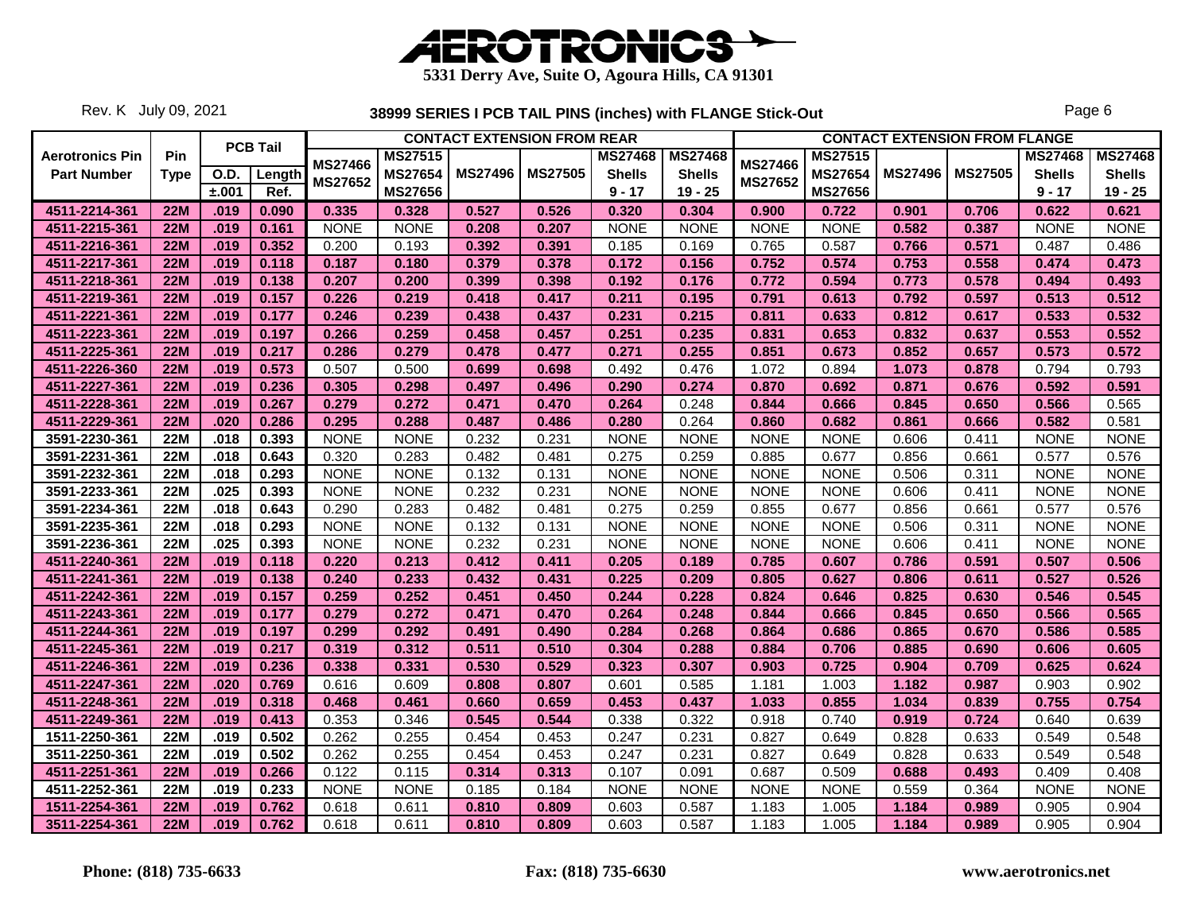# AEROTRONICS

5331 Derry Ave, Suite O, Agoura Hills, CA 91301

Rev. K July 09, 2021

## 38999 SERIES I PCB TAIL PINS (inches) with FLANGE Stick-Out

| Aerotronics Pin Part Number | Pin Type | PCB Tail O.D. ±.001 | PCB Tail Length Ref. | CONTACT EXTENSION FROM REAR MS27466 MS27652 | MS27515 MS27654 MS27656 | MS27496 | MS27505 | MS27468 Shells 9 - 17 | MS27468 Shells 19 - 25 | CONTACT EXTENSION FROM FLANGE MS27466 MS27652 | MS27515 MS27654 MS27656 | MS27496 | MS27505 | MS27468 Shells 9 - 17 | MS27468 Shells 19 - 25 |
|---|---|---|---|---|---|---|---|---|---|---|---|---|---|---|---|
| 4511-2214-361 | 22M | .019 | 0.090 | 0.335 | 0.328 | 0.527 | 0.526 | 0.320 | 0.304 | 0.900 | 0.722 | 0.901 | 0.706 | 0.622 | 0.621 |
| 4511-2215-361 | 22M | .019 | 0.161 | NONE | NONE | 0.208 | 0.207 | NONE | NONE | NONE | NONE | 0.582 | 0.387 | NONE | NONE |
| 4511-2216-361 | 22M | .019 | 0.352 | 0.200 | 0.193 | 0.392 | 0.391 | 0.185 | 0.169 | 0.765 | 0.587 | 0.766 | 0.571 | 0.487 | 0.486 |
| 4511-2217-361 | 22M | .019 | 0.118 | 0.187 | 0.180 | 0.379 | 0.378 | 0.172 | 0.156 | 0.752 | 0.574 | 0.753 | 0.558 | 0.474 | 0.473 |
| 4511-2218-361 | 22M | .019 | 0.138 | 0.207 | 0.200 | 0.399 | 0.398 | 0.192 | 0.176 | 0.772 | 0.594 | 0.773 | 0.578 | 0.494 | 0.493 |
| 4511-2219-361 | 22M | .019 | 0.157 | 0.226 | 0.219 | 0.418 | 0.417 | 0.211 | 0.195 | 0.791 | 0.613 | 0.792 | 0.597 | 0.513 | 0.512 |
| 4511-2221-361 | 22M | .019 | 0.177 | 0.246 | 0.239 | 0.438 | 0.437 | 0.231 | 0.215 | 0.811 | 0.633 | 0.812 | 0.617 | 0.533 | 0.532 |
| 4511-2223-361 | 22M | .019 | 0.197 | 0.266 | 0.259 | 0.458 | 0.457 | 0.251 | 0.235 | 0.831 | 0.653 | 0.832 | 0.637 | 0.553 | 0.552 |
| 4511-2225-361 | 22M | .019 | 0.217 | 0.286 | 0.279 | 0.478 | 0.477 | 0.271 | 0.255 | 0.851 | 0.673 | 0.852 | 0.657 | 0.573 | 0.572 |
| 4511-2226-360 | 22M | .019 | 0.573 | 0.507 | 0.500 | 0.699 | 0.698 | 0.492 | 0.476 | 1.072 | 0.894 | 1.073 | 0.878 | 0.794 | 0.793 |
| 4511-2227-361 | 22M | .019 | 0.236 | 0.305 | 0.298 | 0.497 | 0.496 | 0.290 | 0.274 | 0.870 | 0.692 | 0.871 | 0.676 | 0.592 | 0.591 |
| 4511-2228-361 | 22M | .019 | 0.267 | 0.279 | 0.272 | 0.471 | 0.470 | 0.264 | 0.248 | 0.844 | 0.666 | 0.845 | 0.650 | 0.566 | 0.565 |
| 4511-2229-361 | 22M | .020 | 0.286 | 0.295 | 0.288 | 0.487 | 0.486 | 0.280 | 0.264 | 0.860 | 0.682 | 0.861 | 0.666 | 0.582 | 0.581 |
| 3591-2230-361 | 22M | .018 | 0.393 | NONE | NONE | 0.232 | 0.231 | NONE | NONE | NONE | NONE | 0.606 | 0.411 | NONE | NONE |
| 3591-2231-361 | 22M | .018 | 0.643 | 0.320 | 0.283 | 0.482 | 0.481 | 0.275 | 0.259 | 0.885 | 0.677 | 0.856 | 0.661 | 0.577 | 0.576 |
| 3591-2232-361 | 22M | .018 | 0.293 | NONE | NONE | 0.132 | 0.131 | NONE | NONE | NONE | NONE | 0.506 | 0.311 | NONE | NONE |
| 3591-2233-361 | 22M | .025 | 0.393 | NONE | NONE | 0.232 | 0.231 | NONE | NONE | NONE | NONE | 0.606 | 0.411 | NONE | NONE |
| 3591-2234-361 | 22M | .018 | 0.643 | 0.290 | 0.283 | 0.482 | 0.481 | 0.275 | 0.259 | 0.855 | 0.677 | 0.856 | 0.661 | 0.577 | 0.576 |
| 3591-2235-361 | 22M | .018 | 0.293 | NONE | NONE | 0.132 | 0.131 | NONE | NONE | NONE | NONE | 0.506 | 0.311 | NONE | NONE |
| 3591-2236-361 | 22M | .025 | 0.393 | NONE | NONE | 0.232 | 0.231 | NONE | NONE | NONE | NONE | 0.606 | 0.411 | NONE | NONE |
| 4511-2240-361 | 22M | .019 | 0.118 | 0.220 | 0.213 | 0.412 | 0.411 | 0.205 | 0.189 | 0.785 | 0.607 | 0.786 | 0.591 | 0.507 | 0.506 |
| 4511-2241-361 | 22M | .019 | 0.138 | 0.240 | 0.233 | 0.432 | 0.431 | 0.225 | 0.209 | 0.805 | 0.627 | 0.806 | 0.611 | 0.527 | 0.526 |
| 4511-2242-361 | 22M | .019 | 0.157 | 0.259 | 0.252 | 0.451 | 0.450 | 0.244 | 0.228 | 0.824 | 0.646 | 0.825 | 0.630 | 0.546 | 0.545 |
| 4511-2243-361 | 22M | .019 | 0.177 | 0.279 | 0.272 | 0.471 | 0.470 | 0.264 | 0.248 | 0.844 | 0.666 | 0.845 | 0.650 | 0.566 | 0.565 |
| 4511-2244-361 | 22M | .019 | 0.197 | 0.299 | 0.292 | 0.491 | 0.490 | 0.284 | 0.268 | 0.864 | 0.686 | 0.865 | 0.670 | 0.586 | 0.585 |
| 4511-2245-361 | 22M | .019 | 0.217 | 0.319 | 0.312 | 0.511 | 0.510 | 0.304 | 0.288 | 0.884 | 0.706 | 0.885 | 0.690 | 0.606 | 0.605 |
| 4511-2246-361 | 22M | .019 | 0.236 | 0.338 | 0.331 | 0.530 | 0.529 | 0.323 | 0.307 | 0.903 | 0.725 | 0.904 | 0.709 | 0.625 | 0.624 |
| 4511-2247-361 | 22M | .020 | 0.769 | 0.616 | 0.609 | 0.808 | 0.807 | 0.601 | 0.585 | 1.181 | 1.003 | 1.182 | 0.987 | 0.903 | 0.902 |
| 4511-2248-361 | 22M | .019 | 0.318 | 0.468 | 0.461 | 0.660 | 0.659 | 0.453 | 0.437 | 1.033 | 0.855 | 1.034 | 0.839 | 0.755 | 0.754 |
| 4511-2249-361 | 22M | .019 | 0.413 | 0.353 | 0.346 | 0.545 | 0.544 | 0.338 | 0.322 | 0.918 | 0.740 | 0.919 | 0.724 | 0.640 | 0.639 |
| 1511-2250-361 | 22M | .019 | 0.502 | 0.262 | 0.255 | 0.454 | 0.453 | 0.247 | 0.231 | 0.827 | 0.649 | 0.828 | 0.633 | 0.549 | 0.548 |
| 3511-2250-361 | 22M | .019 | 0.502 | 0.262 | 0.255 | 0.454 | 0.453 | 0.247 | 0.231 | 0.827 | 0.649 | 0.828 | 0.633 | 0.549 | 0.548 |
| 4511-2251-361 | 22M | .019 | 0.266 | 0.122 | 0.115 | 0.314 | 0.313 | 0.107 | 0.091 | 0.687 | 0.509 | 0.688 | 0.493 | 0.409 | 0.408 |
| 4511-2252-361 | 22M | .019 | 0.233 | NONE | NONE | 0.185 | 0.184 | NONE | NONE | NONE | NONE | 0.559 | 0.364 | NONE | NONE |
| 1511-2254-361 | 22M | .019 | 0.762 | 0.618 | 0.611 | 0.810 | 0.809 | 0.603 | 0.587 | 1.183 | 1.005 | 1.184 | 0.989 | 0.905 | 0.904 |
| 3511-2254-361 | 22M | .019 | 0.762 | 0.618 | 0.611 | 0.810 | 0.809 | 0.603 | 0.587 | 1.183 | 1.005 | 1.184 | 0.989 | 0.905 | 0.904 |

**Phone: (818) 735-6633** **Fax: (818) 735-6630** **www.aerotronics.net**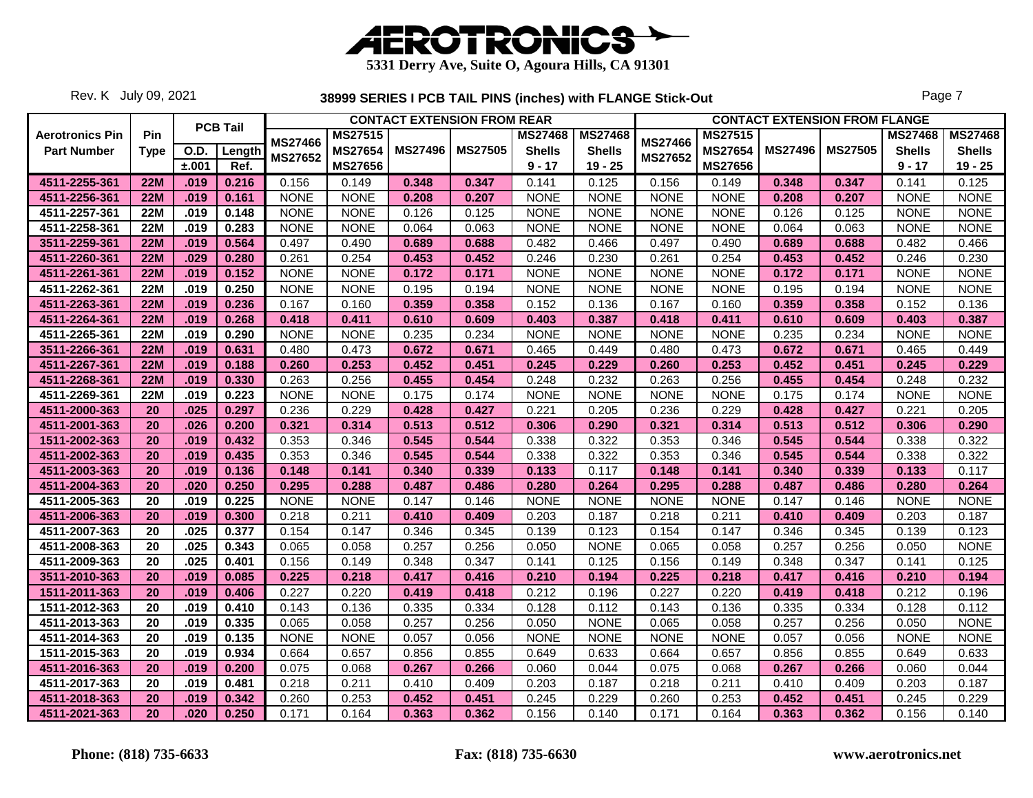# AEROTRONICS

**5331 Derry Ave, Suite O, Agoura Hills, CA 91301**

Rev. K July 09, 2021

## 38999 SERIES I PCB TAIL PINS (inches) with FLANGE Stick-Out

| Aerotronics Pin Part Number | Pin Type | PCB Tail O.D. ±.001 | PCB Tail Length Ref. | CONTACT EXTENSION FROM REAR MS27466 MS27652 | MS27515 MS27654 MS27656 | MS27496 | MS27505 | MS27468 Shells 9 - 17 | MS27468 Shells 19 - 25 | CONTACT EXTENSION FROM FLANGE MS27466 MS27652 | MS27515 MS27654 MS27656 | MS27496 | MS27505 | MS27468 Shells 9 - 17 | MS27468 Shells 19 - 25 |
|---|---|---|---|---|---|---|---|---|---|---|---|---|---|---|---|
| 4511-2255-361 | 22M | .019 | 0.216 | 0.156 | 0.149 | 0.348 | 0.347 | 0.141 | 0.125 | 0.156 | 0.149 | 0.348 | 0.347 | 0.141 | 0.125 |
| 4511-2256-361 | 22M | .019 | 0.161 | NONE | NONE | 0.208 | 0.207 | NONE | NONE | NONE | NONE | 0.208 | 0.207 | NONE | NONE |
| 4511-2257-361 | 22M | .019 | 0.148 | NONE | NONE | 0.126 | 0.125 | NONE | NONE | NONE | NONE | 0.126 | 0.125 | NONE | NONE |
| 4511-2258-361 | 22M | .019 | 0.283 | NONE | NONE | 0.064 | 0.063 | NONE | NONE | NONE | NONE | 0.064 | 0.063 | NONE | NONE |
| 3511-2259-361 | 22M | .019 | 0.564 | 0.497 | 0.490 | 0.689 | 0.688 | 0.482 | 0.466 | 0.497 | 0.490 | 0.689 | 0.688 | 0.482 | 0.466 |
| 4511-2260-361 | 22M | .029 | 0.280 | 0.261 | 0.254 | 0.453 | 0.452 | 0.246 | 0.230 | 0.261 | 0.254 | 0.453 | 0.452 | 0.246 | 0.230 |
| 4511-2261-361 | 22M | .019 | 0.152 | NONE | NONE | 0.172 | 0.171 | NONE | NONE | NONE | NONE | 0.172 | 0.171 | NONE | NONE |
| 4511-2262-361 | 22M | .019 | 0.250 | NONE | NONE | 0.195 | 0.194 | NONE | NONE | NONE | NONE | 0.195 | 0.194 | NONE | NONE |
| 4511-2263-361 | 22M | .019 | 0.236 | 0.167 | 0.160 | 0.359 | 0.358 | 0.152 | 0.136 | 0.167 | 0.160 | 0.359 | 0.358 | 0.152 | 0.136 |
| 4511-2264-361 | 22M | .019 | 0.268 | 0.418 | 0.411 | 0.610 | 0.609 | 0.403 | 0.387 | 0.418 | 0.411 | 0.610 | 0.609 | 0.403 | 0.387 |
| 4511-2265-361 | 22M | .019 | 0.290 | NONE | NONE | 0.235 | 0.234 | NONE | NONE | NONE | NONE | 0.235 | 0.234 | NONE | NONE |
| 3511-2266-361 | 22M | .019 | 0.631 | 0.480 | 0.473 | 0.672 | 0.671 | 0.465 | 0.449 | 0.480 | 0.473 | 0.672 | 0.671 | 0.465 | 0.449 |
| 4511-2267-361 | 22M | .019 | 0.188 | 0.260 | 0.253 | 0.452 | 0.451 | 0.245 | 0.229 | 0.260 | 0.253 | 0.452 | 0.451 | 0.245 | 0.229 |
| 4511-2268-361 | 22M | .019 | 0.330 | 0.263 | 0.256 | 0.455 | 0.454 | 0.248 | 0.232 | 0.263 | 0.256 | 0.455 | 0.454 | 0.248 | 0.232 |
| 4511-2269-361 | 22M | .019 | 0.223 | NONE | NONE | 0.175 | 0.174 | NONE | NONE | NONE | NONE | 0.175 | 0.174 | NONE | NONE |
| 4511-2000-363 | 20 | .025 | 0.297 | 0.236 | 0.229 | 0.428 | 0.427 | 0.221 | 0.205 | 0.236 | 0.229 | 0.428 | 0.427 | 0.221 | 0.205 |
| 4511-2001-363 | 20 | .026 | 0.200 | 0.321 | 0.314 | 0.513 | 0.512 | 0.306 | 0.290 | 0.321 | 0.314 | 0.513 | 0.512 | 0.306 | 0.290 |
| 1511-2002-363 | 20 | .019 | 0.432 | 0.353 | 0.346 | 0.545 | 0.544 | 0.338 | 0.322 | 0.353 | 0.346 | 0.545 | 0.544 | 0.338 | 0.322 |
| 4511-2002-363 | 20 | .019 | 0.435 | 0.353 | 0.346 | 0.545 | 0.544 | 0.338 | 0.322 | 0.353 | 0.346 | 0.545 | 0.544 | 0.338 | 0.322 |
| 4511-2003-363 | 20 | .019 | 0.136 | 0.148 | 0.141 | 0.340 | 0.339 | 0.133 | 0.117 | 0.148 | 0.141 | 0.340 | 0.339 | 0.133 | 0.117 |
| 4511-2004-363 | 20 | .020 | 0.250 | 0.295 | 0.288 | 0.487 | 0.486 | 0.280 | 0.264 | 0.295 | 0.288 | 0.487 | 0.486 | 0.280 | 0.264 |
| 4511-2005-363 | 20 | .019 | 0.225 | NONE | NONE | 0.147 | 0.146 | NONE | NONE | NONE | NONE | 0.147 | 0.146 | NONE | NONE |
| 4511-2006-363 | 20 | .019 | 0.300 | 0.218 | 0.211 | 0.410 | 0.409 | 0.203 | 0.187 | 0.218 | 0.211 | 0.410 | 0.409 | 0.203 | 0.187 |
| 4511-2007-363 | 20 | .025 | 0.377 | 0.154 | 0.147 | 0.346 | 0.345 | 0.139 | 0.123 | 0.154 | 0.147 | 0.346 | 0.345 | 0.139 | 0.123 |
| 4511-2008-363 | 20 | .025 | 0.343 | 0.065 | 0.058 | 0.257 | 0.256 | 0.050 | NONE | 0.065 | 0.058 | 0.257 | 0.256 | 0.050 | NONE |
| 4511-2009-363 | 20 | .025 | 0.401 | 0.156 | 0.149 | 0.348 | 0.347 | 0.141 | 0.125 | 0.156 | 0.149 | 0.348 | 0.347 | 0.141 | 0.125 |
| 3511-2010-363 | 20 | .019 | 0.085 | 0.225 | 0.218 | 0.417 | 0.416 | 0.210 | 0.194 | 0.225 | 0.218 | 0.417 | 0.416 | 0.210 | 0.194 |
| 1511-2011-363 | 20 | .019 | 0.406 | 0.227 | 0.220 | 0.419 | 0.418 | 0.212 | 0.196 | 0.227 | 0.220 | 0.419 | 0.418 | 0.212 | 0.196 |
| 1511-2012-363 | 20 | .019 | 0.410 | 0.143 | 0.136 | 0.335 | 0.334 | 0.128 | 0.112 | 0.143 | 0.136 | 0.335 | 0.334 | 0.128 | 0.112 |
| 4511-2013-363 | 20 | .019 | 0.335 | 0.065 | 0.058 | 0.257 | 0.256 | 0.050 | NONE | 0.065 | 0.058 | 0.257 | 0.256 | 0.050 | NONE |
| 4511-2014-363 | 20 | .019 | 0.135 | NONE | NONE | 0.057 | 0.056 | NONE | NONE | NONE | NONE | 0.057 | 0.056 | NONE | NONE |
| 1511-2015-363 | 20 | .019 | 0.934 | 0.664 | 0.657 | 0.856 | 0.855 | 0.649 | 0.633 | 0.664 | 0.657 | 0.856 | 0.855 | 0.649 | 0.633 |
| 4511-2016-363 | 20 | .019 | 0.200 | 0.075 | 0.068 | 0.267 | 0.266 | 0.060 | 0.044 | 0.075 | 0.068 | 0.267 | 0.266 | 0.060 | 0.044 |
| 4511-2017-363 | 20 | .019 | 0.481 | 0.218 | 0.211 | 0.410 | 0.409 | 0.203 | 0.187 | 0.218 | 0.211 | 0.410 | 0.409 | 0.203 | 0.187 |
| 4511-2018-363 | 20 | .019 | 0.342 | 0.260 | 0.253 | 0.452 | 0.451 | 0.245 | 0.229 | 0.260 | 0.253 | 0.452 | 0.451 | 0.245 | 0.229 |
| 4511-2021-363 | 20 | .020 | 0.250 | 0.171 | 0.164 | 0.363 | 0.362 | 0.156 | 0.140 | 0.171 | 0.164 | 0.363 | 0.362 | 0.156 | 0.140 |

**Phone: (818) 735-6633** **Fax: (818) 735-6630** **www.aerotronics.net**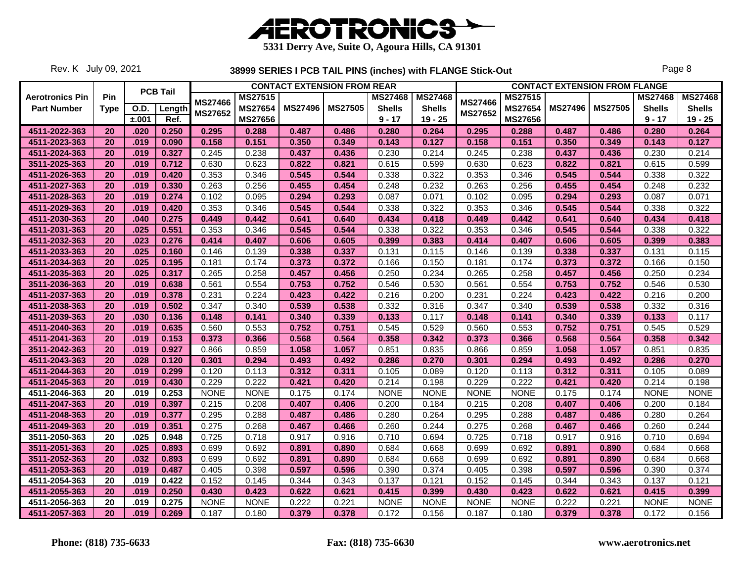# AEROTRONICS

**5331 Derry Ave, Suite O, Agoura Hills, CA 91301**

Rev. K July 09, 2021

## 38999 SERIES I PCB TAIL PINS (inches) with FLANGE Stick-Out

| Aerotronics Pin Part Number | Pin Type | PCB Tail O.D. ±.001 | PCB Tail Length Ref. | CONTACT EXTENSION FROM REAR MS27466 MS27652 | MS27515 MS27654 MS27656 | MS27496 | MS27505 | MS27468 Shells 9 - 17 | MS27468 Shells 19 - 25 | CONTACT EXTENSION FROM FLANGE MS27466 MS27652 | MS27515 MS27654 MS27656 | MS27496 | MS27505 | MS27468 Shells 9 - 17 | MS27468 Shells 19 - 25 |
|---|---|---|---|---|---|---|---|---|---|---|---|---|---|---|---|
| 4511-2022-363 | 20 | .020 | 0.250 | 0.295 | 0.288 | 0.487 | 0.486 | 0.280 | 0.264 | 0.295 | 0.288 | 0.487 | 0.486 | 0.280 | 0.264 |
| 4511-2023-363 | 20 | .019 | 0.090 | 0.158 | 0.151 | 0.350 | 0.349 | 0.143 | 0.127 | 0.158 | 0.151 | 0.350 | 0.349 | 0.143 | 0.127 |
| 4511-2024-363 | 20 | .019 | 0.327 | 0.245 | 0.238 | 0.437 | 0.436 | 0.230 | 0.214 | 0.245 | 0.238 | 0.437 | 0.436 | 0.230 | 0.214 |
| 3511-2025-363 | 20 | .019 | 0.712 | 0.630 | 0.623 | 0.822 | 0.821 | 0.615 | 0.599 | 0.630 | 0.623 | 0.822 | 0.821 | 0.615 | 0.599 |
| 4511-2026-363 | 20 | .019 | 0.420 | 0.353 | 0.346 | 0.545 | 0.544 | 0.338 | 0.322 | 0.353 | 0.346 | 0.545 | 0.544 | 0.338 | 0.322 |
| 4511-2027-363 | 20 | .019 | 0.330 | 0.263 | 0.256 | 0.455 | 0.454 | 0.248 | 0.232 | 0.263 | 0.256 | 0.455 | 0.454 | 0.248 | 0.232 |
| 4511-2028-363 | 20 | .019 | 0.274 | 0.102 | 0.095 | 0.294 | 0.293 | 0.087 | 0.071 | 0.102 | 0.095 | 0.294 | 0.293 | 0.087 | 0.071 |
| 4511-2029-363 | 20 | .019 | 0.420 | 0.353 | 0.346 | 0.545 | 0.544 | 0.338 | 0.322 | 0.353 | 0.346 | 0.545 | 0.544 | 0.338 | 0.322 |
| 4511-2030-363 | 20 | .040 | 0.275 | 0.449 | 0.442 | 0.641 | 0.640 | 0.434 | 0.418 | 0.449 | 0.442 | 0.641 | 0.640 | 0.434 | 0.418 |
| 4511-2031-363 | 20 | .025 | 0.551 | 0.353 | 0.346 | 0.545 | 0.544 | 0.338 | 0.322 | 0.353 | 0.346 | 0.545 | 0.544 | 0.338 | 0.322 |
| 4511-2032-363 | 20 | .023 | 0.276 | 0.414 | 0.407 | 0.606 | 0.605 | 0.399 | 0.383 | 0.414 | 0.407 | 0.606 | 0.605 | 0.399 | 0.383 |
| 4511-2033-363 | 20 | .025 | 0.160 | 0.146 | 0.139 | 0.338 | 0.337 | 0.131 | 0.115 | 0.146 | 0.139 | 0.338 | 0.337 | 0.131 | 0.115 |
| 4511-2034-363 | 20 | .025 | 0.195 | 0.181 | 0.174 | 0.373 | 0.372 | 0.166 | 0.150 | 0.181 | 0.174 | 0.373 | 0.372 | 0.166 | 0.150 |
| 4511-2035-363 | 20 | .025 | 0.317 | 0.265 | 0.258 | 0.457 | 0.456 | 0.250 | 0.234 | 0.265 | 0.258 | 0.457 | 0.456 | 0.250 | 0.234 |
| 3511-2036-363 | 20 | .019 | 0.638 | 0.561 | 0.554 | 0.753 | 0.752 | 0.546 | 0.530 | 0.561 | 0.554 | 0.753 | 0.752 | 0.546 | 0.530 |
| 4511-2037-363 | 20 | .019 | 0.378 | 0.231 | 0.224 | 0.423 | 0.422 | 0.216 | 0.200 | 0.231 | 0.224 | 0.423 | 0.422 | 0.216 | 0.200 |
| 4511-2038-363 | 20 | .019 | 0.502 | 0.347 | 0.340 | 0.539 | 0.538 | 0.332 | 0.316 | 0.347 | 0.340 | 0.539 | 0.538 | 0.332 | 0.316 |
| 4511-2039-363 | 20 | .030 | 0.136 | 0.148 | 0.141 | 0.340 | 0.339 | 0.133 | 0.117 | 0.148 | 0.141 | 0.340 | 0.339 | 0.133 | 0.117 |
| 4511-2040-363 | 20 | .019 | 0.635 | 0.560 | 0.553 | 0.752 | 0.751 | 0.545 | 0.529 | 0.560 | 0.553 | 0.752 | 0.751 | 0.545 | 0.529 |
| 4511-2041-363 | 20 | .019 | 0.153 | 0.373 | 0.366 | 0.568 | 0.564 | 0.358 | 0.342 | 0.373 | 0.366 | 0.568 | 0.564 | 0.358 | 0.342 |
| 3511-2042-363 | 20 | .019 | 0.927 | 0.866 | 0.859 | 1.058 | 1.057 | 0.851 | 0.835 | 0.866 | 0.859 | 1.058 | 1.057 | 0.851 | 0.835 |
| 4511-2043-363 | 20 | .028 | 0.120 | 0.301 | 0.294 | 0.493 | 0.492 | 0.286 | 0.270 | 0.301 | 0.294 | 0.493 | 0.492 | 0.286 | 0.270 |
| 4511-2044-363 | 20 | .019 | 0.299 | 0.120 | 0.113 | 0.312 | 0.311 | 0.105 | 0.089 | 0.120 | 0.113 | 0.312 | 0.311 | 0.105 | 0.089 |
| 4511-2045-363 | 20 | .019 | 0.430 | 0.229 | 0.222 | 0.421 | 0.420 | 0.214 | 0.198 | 0.229 | 0.222 | 0.421 | 0.420 | 0.214 | 0.198 |
| 4511-2046-363 | 20 | .019 | 0.253 | NONE | NONE | 0.175 | 0.174 | NONE | NONE | NONE | NONE | 0.175 | 0.174 | NONE | NONE |
| 4511-2047-363 | 20 | .019 | 0.397 | 0.215 | 0.208 | 0.407 | 0.406 | 0.200 | 0.184 | 0.215 | 0.208 | 0.407 | 0.406 | 0.200 | 0.184 |
| 4511-2048-363 | 20 | .019 | 0.377 | 0.295 | 0.288 | 0.487 | 0.486 | 0.280 | 0.264 | 0.295 | 0.288 | 0.487 | 0.486 | 0.280 | 0.264 |
| 4511-2049-363 | 20 | .019 | 0.351 | 0.275 | 0.268 | 0.467 | 0.466 | 0.260 | 0.244 | 0.275 | 0.268 | 0.467 | 0.466 | 0.260 | 0.244 |
| 3511-2050-363 | 20 | .025 | 0.948 | 0.725 | 0.718 | 0.917 | 0.916 | 0.710 | 0.694 | 0.725 | 0.718 | 0.917 | 0.916 | 0.710 | 0.694 |
| 3511-2051-363 | 20 | .025 | 0.893 | 0.699 | 0.692 | 0.891 | 0.890 | 0.684 | 0.668 | 0.699 | 0.692 | 0.891 | 0.890 | 0.684 | 0.668 |
| 3511-2052-363 | 20 | .032 | 0.893 | 0.699 | 0.692 | 0.891 | 0.890 | 0.684 | 0.668 | 0.699 | 0.692 | 0.891 | 0.890 | 0.684 | 0.668 |
| 4511-2053-363 | 20 | .019 | 0.487 | 0.405 | 0.398 | 0.597 | 0.596 | 0.390 | 0.374 | 0.405 | 0.398 | 0.597 | 0.596 | 0.390 | 0.374 |
| 4511-2054-363 | 20 | .019 | 0.422 | 0.152 | 0.145 | 0.344 | 0.343 | 0.137 | 0.121 | 0.152 | 0.145 | 0.344 | 0.343 | 0.137 | 0.121 |
| 4511-2055-363 | 20 | .019 | 0.250 | 0.430 | 0.423 | 0.622 | 0.621 | 0.415 | 0.399 | 0.430 | 0.423 | 0.622 | 0.621 | 0.415 | 0.399 |
| 4511-2056-363 | 20 | .019 | 0.275 | NONE | NONE | 0.222 | 0.221 | NONE | NONE | NONE | NONE | 0.222 | 0.221 | NONE | NONE |
| 4511-2057-363 | 20 | .019 | 0.269 | 0.187 | 0.180 | 0.379 | 0.378 | 0.172 | 0.156 | 0.187 | 0.180 | 0.379 | 0.378 | 0.172 | 0.156 |

**Phone: (818) 735-6633** **Fax: (818) 735-6630** **www.aerotronics.net**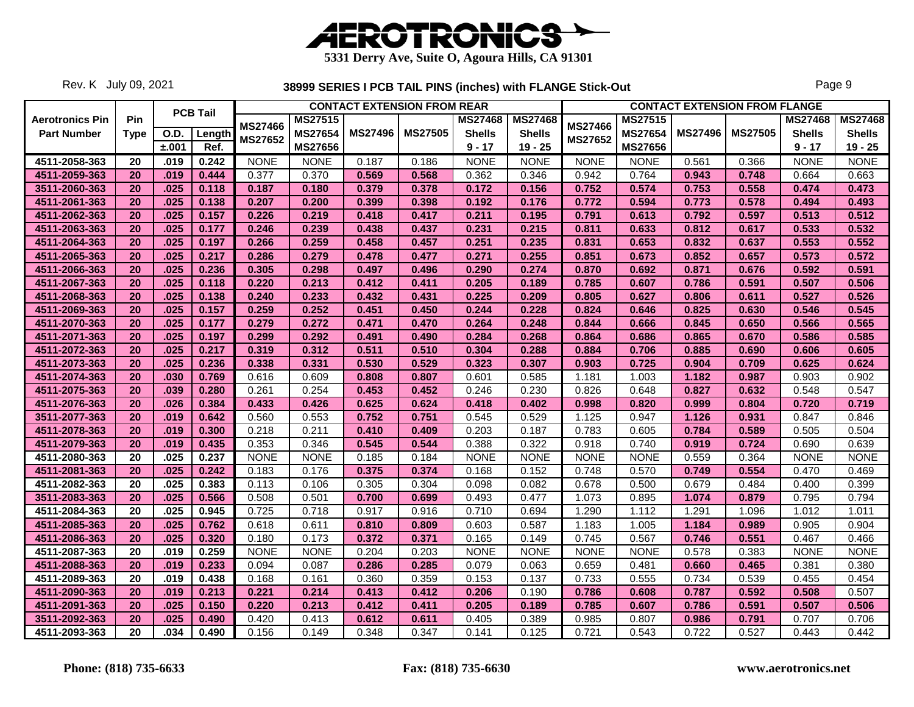# AEROTRONICS

**5331 Derry Ave, Suite O, Agoura Hills, CA 91301**

Rev. K July 09, 2021

## 38999 SERIES I PCB TAIL PINS (inches) with FLANGE Stick-Out

| Aerotronics Pin | Pin | PCB Tail | | CONTACT EXTENSION FROM REAR | | | | | | CONTACT EXTENSION FROM FLANGE | | | | | |
|---|---|---|---|---|---|---|---|---|---|---|---|---|---|---|---|
| Part Number | Type | O.D. ±.001 | Length Ref. | MS27466 MS27652 | MS27515 MS27654 MS27656 | MS27496 | MS27505 | MS27468 Shells 9 - 17 | MS27468 Shells 19 - 25 | MS27466 MS27652 | MS27515 MS27654 MS27656 | MS27496 | MS27505 | MS27468 Shells 9 - 17 | MS27468 Shells 19 - 25 |
| 4511-2058-363 | 20 | .019 | 0.242 | NONE | NONE | 0.187 | 0.186 | NONE | NONE | NONE | NONE | 0.561 | 0.366 | NONE | NONE |
| 4511-2059-363 | 20 | .019 | 0.444 | 0.377 | 0.370 | 0.569 | 0.568 | 0.362 | 0.346 | 0.942 | 0.764 | 0.943 | 0.748 | 0.664 | 0.663 |
| 3511-2060-363 | 20 | .025 | 0.118 | 0.187 | 0.180 | 0.379 | 0.378 | 0.172 | 0.156 | 0.752 | 0.574 | 0.753 | 0.558 | 0.474 | 0.473 |
| 4511-2061-363 | 20 | .025 | 0.138 | 0.207 | 0.200 | 0.399 | 0.398 | 0.192 | 0.176 | 0.772 | 0.594 | 0.773 | 0.578 | 0.494 | 0.493 |
| 4511-2062-363 | 20 | .025 | 0.157 | 0.226 | 0.219 | 0.418 | 0.417 | 0.211 | 0.195 | 0.791 | 0.613 | 0.792 | 0.597 | 0.513 | 0.512 |
| 4511-2063-363 | 20 | .025 | 0.177 | 0.246 | 0.239 | 0.438 | 0.437 | 0.231 | 0.215 | 0.811 | 0.633 | 0.812 | 0.617 | 0.533 | 0.532 |
| 4511-2064-363 | 20 | .025 | 0.197 | 0.266 | 0.259 | 0.458 | 0.457 | 0.251 | 0.235 | 0.831 | 0.653 | 0.832 | 0.637 | 0.553 | 0.552 |
| 4511-2065-363 | 20 | .025 | 0.217 | 0.286 | 0.279 | 0.478 | 0.477 | 0.271 | 0.255 | 0.851 | 0.673 | 0.852 | 0.657 | 0.573 | 0.572 |
| 4511-2066-363 | 20 | .025 | 0.236 | 0.305 | 0.298 | 0.497 | 0.496 | 0.290 | 0.274 | 0.870 | 0.692 | 0.871 | 0.676 | 0.592 | 0.591 |
| 4511-2067-363 | 20 | .025 | 0.118 | 0.220 | 0.213 | 0.412 | 0.411 | 0.205 | 0.189 | 0.785 | 0.607 | 0.786 | 0.591 | 0.507 | 0.506 |
| 4511-2068-363 | 20 | .025 | 0.138 | 0.240 | 0.233 | 0.432 | 0.431 | 0.225 | 0.209 | 0.805 | 0.627 | 0.806 | 0.611 | 0.527 | 0.526 |
| 4511-2069-363 | 20 | .025 | 0.157 | 0.259 | 0.252 | 0.451 | 0.450 | 0.244 | 0.228 | 0.824 | 0.646 | 0.825 | 0.630 | 0.546 | 0.545 |
| 4511-2070-363 | 20 | .025 | 0.177 | 0.279 | 0.272 | 0.471 | 0.470 | 0.264 | 0.248 | 0.844 | 0.666 | 0.845 | 0.650 | 0.566 | 0.565 |
| 4511-2071-363 | 20 | .025 | 0.197 | 0.299 | 0.292 | 0.491 | 0.490 | 0.284 | 0.268 | 0.864 | 0.686 | 0.865 | 0.670 | 0.586 | 0.585 |
| 4511-2072-363 | 20 | .025 | 0.217 | 0.319 | 0.312 | 0.511 | 0.510 | 0.304 | 0.288 | 0.884 | 0.706 | 0.885 | 0.690 | 0.606 | 0.605 |
| 4511-2073-363 | 20 | .025 | 0.236 | 0.338 | 0.331 | 0.530 | 0.529 | 0.323 | 0.307 | 0.903 | 0.725 | 0.904 | 0.709 | 0.625 | 0.624 |
| 4511-2074-363 | 20 | .030 | 0.769 | 0.616 | 0.609 | 0.808 | 0.807 | 0.601 | 0.585 | 1.181 | 1.003 | 1.182 | 0.987 | 0.903 | 0.902 |
| 4511-2075-363 | 20 | .039 | 0.280 | 0.261 | 0.254 | 0.453 | 0.452 | 0.246 | 0.230 | 0.826 | 0.648 | 0.827 | 0.632 | 0.548 | 0.547 |
| 4511-2076-363 | 20 | .026 | 0.384 | 0.433 | 0.426 | 0.625 | 0.624 | 0.418 | 0.402 | 0.998 | 0.820 | 0.999 | 0.804 | 0.720 | 0.719 |
| 3511-2077-363 | 20 | .019 | 0.642 | 0.560 | 0.553 | 0.752 | 0.751 | 0.545 | 0.529 | 1.125 | 0.947 | 1.126 | 0.931 | 0.847 | 0.846 |
| 4511-2078-363 | 20 | .019 | 0.300 | 0.218 | 0.211 | 0.410 | 0.409 | 0.203 | 0.187 | 0.783 | 0.605 | 0.784 | 0.589 | 0.505 | 0.504 |
| 4511-2079-363 | 20 | .019 | 0.435 | 0.353 | 0.346 | 0.545 | 0.544 | 0.388 | 0.322 | 0.918 | 0.740 | 0.919 | 0.724 | 0.690 | 0.639 |
| 4511-2080-363 | 20 | .025 | 0.237 | NONE | NONE | 0.185 | 0.184 | NONE | NONE | NONE | NONE | 0.559 | 0.364 | NONE | NONE |
| 4511-2081-363 | 20 | .025 | 0.242 | 0.183 | 0.176 | 0.375 | 0.374 | 0.168 | 0.152 | 0.748 | 0.570 | 0.749 | 0.554 | 0.470 | 0.469 |
| 4511-2082-363 | 20 | .025 | 0.383 | 0.113 | 0.106 | 0.305 | 0.304 | 0.098 | 0.082 | 0.678 | 0.500 | 0.679 | 0.484 | 0.400 | 0.399 |
| 3511-2083-363 | 20 | .025 | 0.566 | 0.508 | 0.501 | 0.700 | 0.699 | 0.493 | 0.477 | 1.073 | 0.895 | 1.074 | 0.879 | 0.795 | 0.794 |
| 4511-2084-363 | 20 | .025 | 0.945 | 0.725 | 0.718 | 0.917 | 0.916 | 0.710 | 0.694 | 1.290 | 1.112 | 1.291 | 1.096 | 1.012 | 1.011 |
| 4511-2085-363 | 20 | .025 | 0.762 | 0.618 | 0.611 | 0.810 | 0.809 | 0.603 | 0.587 | 1.183 | 1.005 | 1.184 | 0.989 | 0.905 | 0.904 |
| 4511-2086-363 | 20 | .025 | 0.320 | 0.180 | 0.173 | 0.372 | 0.371 | 0.165 | 0.149 | 0.745 | 0.567 | 0.746 | 0.551 | 0.467 | 0.466 |
| 4511-2087-363 | 20 | .019 | 0.259 | NONE | NONE | 0.204 | 0.203 | NONE | NONE | NONE | NONE | 0.578 | 0.383 | NONE | NONE |
| 4511-2088-363 | 20 | .019 | 0.233 | 0.094 | 0.087 | 0.286 | 0.285 | 0.079 | 0.063 | 0.659 | 0.481 | 0.660 | 0.465 | 0.381 | 0.380 |
| 4511-2089-363 | 20 | .019 | 0.438 | 0.168 | 0.161 | 0.360 | 0.359 | 0.153 | 0.137 | 0.733 | 0.555 | 0.734 | 0.539 | 0.455 | 0.454 |
| 4511-2090-363 | 20 | .019 | 0.213 | 0.221 | 0.214 | 0.413 | 0.412 | 0.206 | 0.190 | 0.786 | 0.608 | 0.787 | 0.592 | 0.508 | 0.507 |
| 4511-2091-363 | 20 | .025 | 0.150 | 0.220 | 0.213 | 0.412 | 0.411 | 0.205 | 0.189 | 0.785 | 0.607 | 0.786 | 0.591 | 0.507 | 0.506 |
| 3511-2092-363 | 20 | .025 | 0.490 | 0.420 | 0.413 | 0.612 | 0.611 | 0.405 | 0.389 | 0.985 | 0.807 | 0.986 | 0.791 | 0.707 | 0.706 |
| 4511-2093-363 | 20 | .034 | 0.490 | 0.156 | 0.149 | 0.348 | 0.347 | 0.141 | 0.125 | 0.721 | 0.543 | 0.722 | 0.527 | 0.443 | 0.442 |

**Phone: (818) 735-6633** **Fax: (818) 735-6630** **www.aerotronics.net**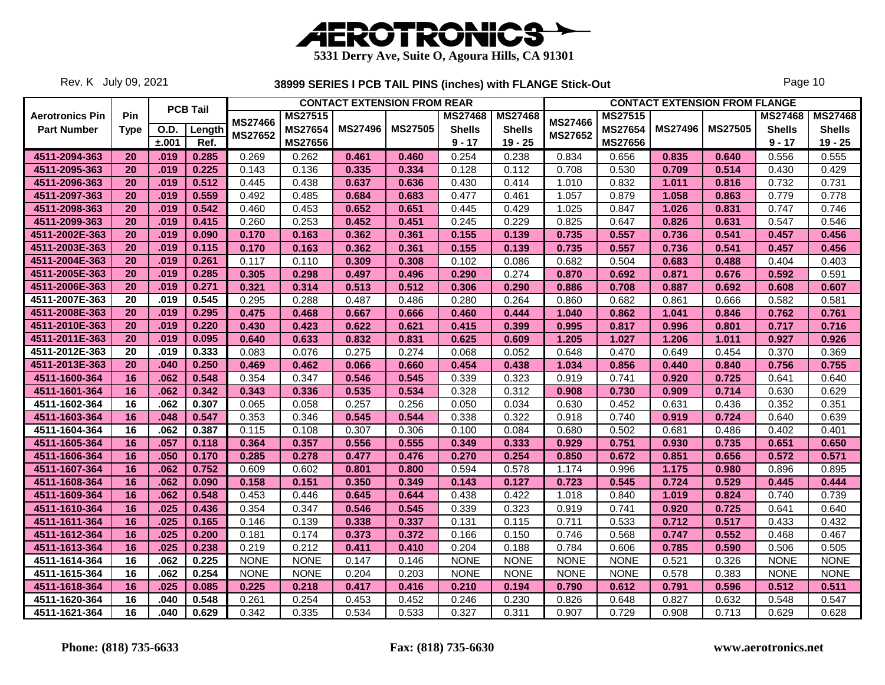# AEROTRONICS

**5331 Derry Ave, Suite O, Agoura Hills, CA 91301**

Rev. K July 09, 2021

## 38999 SERIES I PCB TAIL PINS (inches) with FLANGE Stick-Out

| Aerotronics Pin Part Number | Pin Type | PCB Tail O.D. ±.001 | PCB Tail Length Ref. | CONTACT EXTENSION FROM REAR MS27466 MS27652 | MS27515 MS27654 MS27656 | MS27496 | MS27505 | MS27468 Shells 9 - 17 | MS27468 Shells 19 - 25 | CONTACT EXTENSION FROM FLANGE MS27466 MS27652 | MS27515 MS27654 MS27656 | MS27496 | MS27505 | MS27468 Shells 9 - 17 | MS27468 Shells 19 - 25 |
|---|---|---|---|---|---|---|---|---|---|---|---|---|---|---|---|
| 4511-2094-363 | 20 | .019 | 0.285 | 0.269 | 0.262 | 0.461 | 0.460 | 0.254 | 0.238 | 0.834 | 0.656 | 0.835 | 0.640 | 0.556 | 0.555 |
| 4511-2095-363 | 20 | .019 | 0.225 | 0.143 | 0.136 | 0.335 | 0.334 | 0.128 | 0.112 | 0.708 | 0.530 | 0.709 | 0.514 | 0.430 | 0.429 |
| 4511-2096-363 | 20 | .019 | 0.512 | 0.445 | 0.438 | 0.637 | 0.636 | 0.430 | 0.414 | 1.010 | 0.832 | 1.011 | 0.816 | 0.732 | 0.731 |
| 4511-2097-363 | 20 | .019 | 0.559 | 0.492 | 0.485 | 0.684 | 0.683 | 0.477 | 0.461 | 1.057 | 0.879 | 1.058 | 0.863 | 0.779 | 0.778 |
| 4511-2098-363 | 20 | .019 | 0.542 | 0.460 | 0.453 | 0.652 | 0.651 | 0.445 | 0.429 | 1.025 | 0.847 | 1.026 | 0.831 | 0.747 | 0.746 |
| 4511-2099-363 | 20 | .019 | 0.415 | 0.260 | 0.253 | 0.452 | 0.451 | 0.245 | 0.229 | 0.825 | 0.647 | 0.826 | 0.631 | 0.547 | 0.546 |
| 4511-2002E-363 | 20 | .019 | 0.090 | 0.170 | 0.163 | 0.362 | 0.361 | 0.155 | 0.139 | 0.735 | 0.557 | 0.736 | 0.541 | 0.457 | 0.456 |
| 4511-2003E-363 | 20 | .019 | 0.115 | 0.170 | 0.163 | 0.362 | 0.361 | 0.155 | 0.139 | 0.735 | 0.557 | 0.736 | 0.541 | 0.457 | 0.456 |
| 4511-2004E-363 | 20 | .019 | 0.261 | 0.117 | 0.110 | 0.309 | 0.308 | 0.102 | 0.086 | 0.682 | 0.504 | 0.683 | 0.488 | 0.404 | 0.403 |
| 4511-2005E-363 | 20 | .019 | 0.285 | 0.305 | 0.298 | 0.497 | 0.496 | 0.290 | 0.274 | 0.870 | 0.692 | 0.871 | 0.676 | 0.592 | 0.591 |
| 4511-2006E-363 | 20 | .019 | 0.271 | 0.321 | 0.314 | 0.513 | 0.512 | 0.306 | 0.290 | 0.886 | 0.708 | 0.887 | 0.692 | 0.608 | 0.607 |
| 4511-2007E-363 | 20 | .019 | 0.545 | 0.295 | 0.288 | 0.487 | 0.486 | 0.280 | 0.264 | 0.860 | 0.682 | 0.861 | 0.666 | 0.582 | 0.581 |
| 4511-2008E-363 | 20 | .019 | 0.295 | 0.475 | 0.468 | 0.667 | 0.666 | 0.460 | 0.444 | 1.040 | 0.862 | 1.041 | 0.846 | 0.762 | 0.761 |
| 4511-2010E-363 | 20 | .019 | 0.220 | 0.430 | 0.423 | 0.622 | 0.621 | 0.415 | 0.399 | 0.995 | 0.817 | 0.996 | 0.801 | 0.717 | 0.716 |
| 4511-2011E-363 | 20 | .019 | 0.095 | 0.640 | 0.633 | 0.832 | 0.831 | 0.625 | 0.609 | 1.205 | 1.027 | 1.206 | 1.011 | 0.927 | 0.926 |
| 4511-2012E-363 | 20 | .019 | 0.333 | 0.083 | 0.076 | 0.275 | 0.274 | 0.068 | 0.052 | 0.648 | 0.470 | 0.649 | 0.454 | 0.370 | 0.369 |
| 4511-2013E-363 | 20 | .040 | 0.250 | 0.469 | 0.462 | 0.066 | 0.660 | 0.454 | 0.438 | 1.034 | 0.856 | 0.440 | 0.840 | 0.756 | 0.755 |
| 4511-1600-364 | 16 | .062 | 0.548 | 0.354 | 0.347 | 0.546 | 0.545 | 0.339 | 0.323 | 0.919 | 0.741 | 0.920 | 0.725 | 0.641 | 0.640 |
| 4511-1601-364 | 16 | .062 | 0.342 | 0.343 | 0.336 | 0.535 | 0.534 | 0.328 | 0.312 | 0.908 | 0.730 | 0.909 | 0.714 | 0.630 | 0.629 |
| 4511-1602-364 | 16 | .062 | 0.307 | 0.065 | 0.058 | 0.257 | 0.256 | 0.050 | 0.034 | 0.630 | 0.452 | 0.631 | 0.436 | 0.352 | 0.351 |
| 4511-1603-364 | 16 | .048 | 0.547 | 0.353 | 0.346 | 0.545 | 0.544 | 0.338 | 0.322 | 0.918 | 0.740 | 0.919 | 0.724 | 0.640 | 0.639 |
| 4511-1604-364 | 16 | .062 | 0.387 | 0.115 | 0.108 | 0.307 | 0.306 | 0.100 | 0.084 | 0.680 | 0.502 | 0.681 | 0.486 | 0.402 | 0.401 |
| 4511-1605-364 | 16 | .057 | 0.118 | 0.364 | 0.357 | 0.556 | 0.555 | 0.349 | 0.333 | 0.929 | 0.751 | 0.930 | 0.735 | 0.651 | 0.650 |
| 4511-1606-364 | 16 | .050 | 0.170 | 0.285 | 0.278 | 0.477 | 0.476 | 0.270 | 0.254 | 0.850 | 0.672 | 0.851 | 0.656 | 0.572 | 0.571 |
| 4511-1607-364 | 16 | .062 | 0.752 | 0.609 | 0.602 | 0.801 | 0.800 | 0.594 | 0.578 | 1.174 | 0.996 | 1.175 | 0.980 | 0.896 | 0.895 |
| 4511-1608-364 | 16 | .062 | 0.090 | 0.158 | 0.151 | 0.350 | 0.349 | 0.143 | 0.127 | 0.723 | 0.545 | 0.724 | 0.529 | 0.445 | 0.444 |
| 4511-1609-364 | 16 | .062 | 0.548 | 0.453 | 0.446 | 0.645 | 0.644 | 0.438 | 0.422 | 1.018 | 0.840 | 1.019 | 0.824 | 0.740 | 0.739 |
| 4511-1610-364 | 16 | .025 | 0.436 | 0.354 | 0.347 | 0.546 | 0.545 | 0.339 | 0.323 | 0.919 | 0.741 | 0.920 | 0.725 | 0.641 | 0.640 |
| 4511-1611-364 | 16 | .025 | 0.165 | 0.146 | 0.139 | 0.338 | 0.337 | 0.131 | 0.115 | 0.711 | 0.533 | 0.712 | 0.517 | 0.433 | 0.432 |
| 4511-1612-364 | 16 | .025 | 0.200 | 0.181 | 0.174 | 0.373 | 0.372 | 0.166 | 0.150 | 0.746 | 0.568 | 0.747 | 0.552 | 0.468 | 0.467 |
| 4511-1613-364 | 16 | .025 | 0.238 | 0.219 | 0.212 | 0.411 | 0.410 | 0.204 | 0.188 | 0.784 | 0.606 | 0.785 | 0.590 | 0.506 | 0.505 |
| 4511-1614-364 | 16 | .062 | 0.225 | NONE | NONE | 0.147 | 0.146 | NONE | NONE | NONE | NONE | 0.521 | 0.326 | NONE | NONE |
| 4511-1615-364 | 16 | .062 | 0.254 | NONE | NONE | 0.204 | 0.203 | NONE | NONE | NONE | NONE | 0.578 | 0.383 | NONE | NONE |
| 4511-1618-364 | 16 | .025 | 0.085 | 0.225 | 0.218 | 0.417 | 0.416 | 0.210 | 0.194 | 0.790 | 0.612 | 0.791 | 0.596 | 0.512 | 0.511 |
| 4511-1620-364 | 16 | .040 | 0.548 | 0.261 | 0.254 | 0.453 | 0.452 | 0.246 | 0.230 | 0.826 | 0.648 | 0.827 | 0.632 | 0.548 | 0.547 |
| 4511-1621-364 | 16 | .040 | 0.629 | 0.342 | 0.335 | 0.534 | 0.533 | 0.327 | 0.311 | 0.907 | 0.729 | 0.908 | 0.713 | 0.629 | 0.628 |

**Phone: (818) 735-6633** **Fax: (818) 735-6630** **www.aerotronics.net**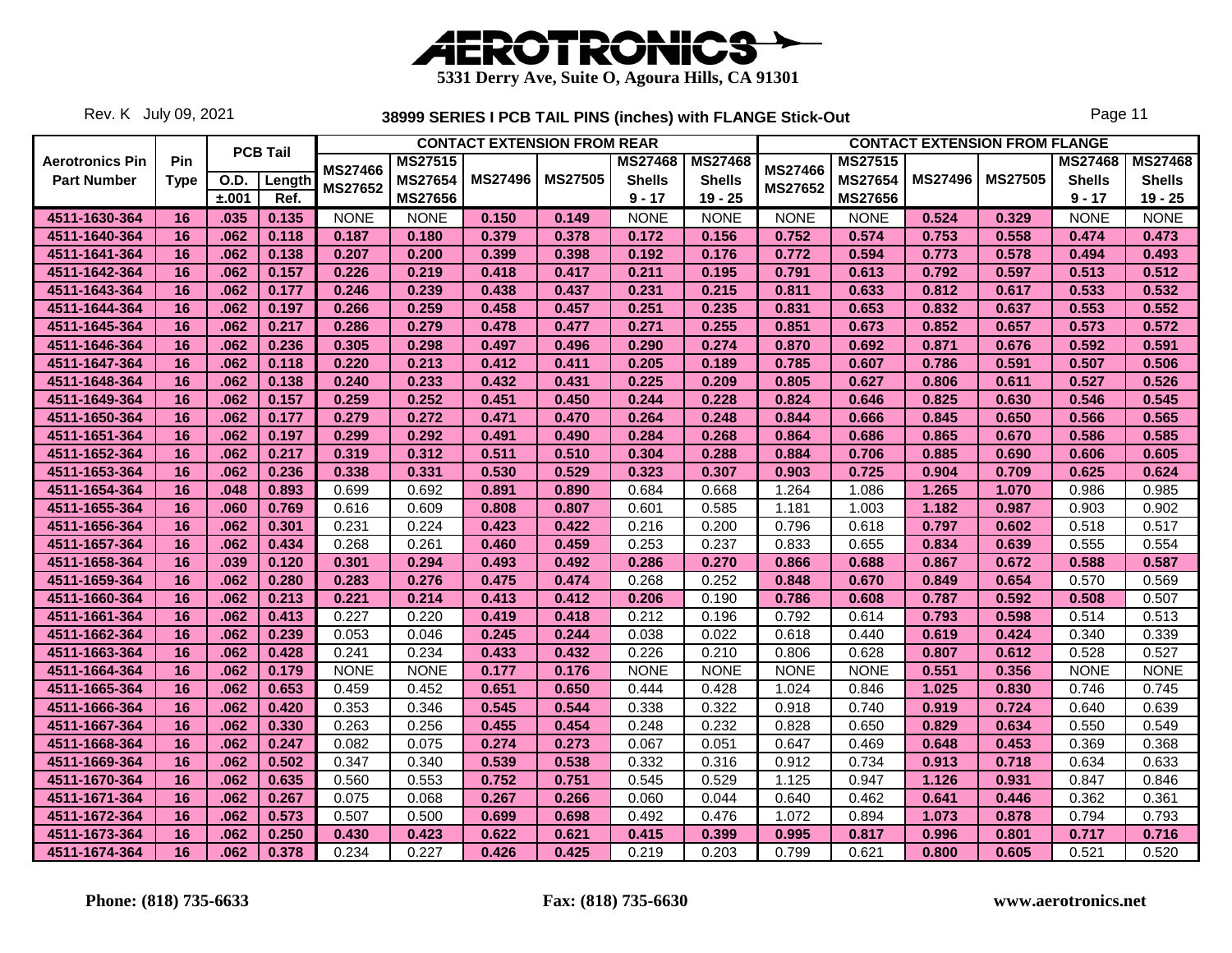# AEROTRONICS

**5331 Derry Ave, Suite O, Agoura Hills, CA 91301**

Rev. K July 09, 2021

## 38999 SERIES I PCB TAIL PINS (inches) with FLANGE Stick-Out

| Aerotronics Pin Part Number | Pin Type | PCB Tail O.D. ±.001 | PCB Tail Length Ref. | CONTACT EXTENSION FROM REAR MS27466 MS27652 | MS27515 MS27654 MS27656 | MS27496 | MS27505 | MS27468 Shells 9 - 17 | MS27468 Shells 19 - 25 | CONTACT EXTENSION FROM FLANGE MS27466 MS27652 | MS27515 MS27654 MS27656 | MS27496 | MS27505 | MS27468 Shells 9 - 17 | MS27468 Shells 19 - 25 |
|---|---|---|---|---|---|---|---|---|---|---|---|---|---|---|---|
| 4511-1630-364 | 16 | .035 | 0.135 | NONE | NONE | 0.150 | 0.149 | NONE | NONE | NONE | NONE | 0.524 | 0.329 | NONE | NONE |
| 4511-1640-364 | 16 | .062 | 0.118 | 0.187 | 0.180 | 0.379 | 0.378 | 0.172 | 0.156 | 0.752 | 0.574 | 0.753 | 0.558 | 0.474 | 0.473 |
| 4511-1641-364 | 16 | .062 | 0.138 | 0.207 | 0.200 | 0.399 | 0.398 | 0.192 | 0.176 | 0.772 | 0.594 | 0.773 | 0.578 | 0.494 | 0.493 |
| 4511-1642-364 | 16 | .062 | 0.157 | 0.226 | 0.219 | 0.418 | 0.417 | 0.211 | 0.195 | 0.791 | 0.613 | 0.792 | 0.597 | 0.513 | 0.512 |
| 4511-1643-364 | 16 | .062 | 0.177 | 0.246 | 0.239 | 0.438 | 0.437 | 0.231 | 0.215 | 0.811 | 0.633 | 0.812 | 0.617 | 0.533 | 0.532 |
| 4511-1644-364 | 16 | .062 | 0.197 | 0.266 | 0.259 | 0.458 | 0.457 | 0.251 | 0.235 | 0.831 | 0.653 | 0.832 | 0.637 | 0.553 | 0.552 |
| 4511-1645-364 | 16 | .062 | 0.217 | 0.286 | 0.279 | 0.478 | 0.477 | 0.271 | 0.255 | 0.851 | 0.673 | 0.852 | 0.657 | 0.573 | 0.572 |
| 4511-1646-364 | 16 | .062 | 0.236 | 0.305 | 0.298 | 0.497 | 0.496 | 0.290 | 0.274 | 0.870 | 0.692 | 0.871 | 0.676 | 0.592 | 0.591 |
| 4511-1647-364 | 16 | .062 | 0.118 | 0.220 | 0.213 | 0.412 | 0.411 | 0.205 | 0.189 | 0.785 | 0.607 | 0.786 | 0.591 | 0.507 | 0.506 |
| 4511-1648-364 | 16 | .062 | 0.138 | 0.240 | 0.233 | 0.432 | 0.431 | 0.225 | 0.209 | 0.805 | 0.627 | 0.806 | 0.611 | 0.527 | 0.526 |
| 4511-1649-364 | 16 | .062 | 0.157 | 0.259 | 0.252 | 0.451 | 0.450 | 0.244 | 0.228 | 0.824 | 0.646 | 0.825 | 0.630 | 0.546 | 0.545 |
| 4511-1650-364 | 16 | .062 | 0.177 | 0.279 | 0.272 | 0.471 | 0.470 | 0.264 | 0.248 | 0.844 | 0.666 | 0.845 | 0.650 | 0.566 | 0.565 |
| 4511-1651-364 | 16 | .062 | 0.197 | 0.299 | 0.292 | 0.491 | 0.490 | 0.284 | 0.268 | 0.864 | 0.686 | 0.865 | 0.670 | 0.586 | 0.585 |
| 4511-1652-364 | 16 | .062 | 0.217 | 0.319 | 0.312 | 0.511 | 0.510 | 0.304 | 0.288 | 0.884 | 0.706 | 0.885 | 0.690 | 0.606 | 0.605 |
| 4511-1653-364 | 16 | .062 | 0.236 | 0.338 | 0.331 | 0.530 | 0.529 | 0.323 | 0.307 | 0.903 | 0.725 | 0.904 | 0.709 | 0.625 | 0.624 |
| 4511-1654-364 | 16 | .048 | 0.893 | 0.699 | 0.692 | 0.891 | 0.890 | 0.684 | 0.668 | 1.264 | 1.086 | 1.265 | 1.070 | 0.986 | 0.985 |
| 4511-1655-364 | 16 | .060 | 0.769 | 0.616 | 0.609 | 0.808 | 0.807 | 0.601 | 0.585 | 1.181 | 1.003 | 1.182 | 0.987 | 0.903 | 0.902 |
| 4511-1656-364 | 16 | .062 | 0.301 | 0.231 | 0.224 | 0.423 | 0.422 | 0.216 | 0.200 | 0.796 | 0.618 | 0.797 | 0.602 | 0.518 | 0.517 |
| 4511-1657-364 | 16 | .062 | 0.434 | 0.268 | 0.261 | 0.460 | 0.459 | 0.253 | 0.237 | 0.833 | 0.655 | 0.834 | 0.639 | 0.555 | 0.554 |
| 4511-1658-364 | 16 | .039 | 0.120 | 0.301 | 0.294 | 0.493 | 0.492 | 0.286 | 0.270 | 0.866 | 0.688 | 0.867 | 0.672 | 0.588 | 0.587 |
| 4511-1659-364 | 16 | .062 | 0.280 | 0.283 | 0.276 | 0.475 | 0.474 | 0.268 | 0.252 | 0.848 | 0.670 | 0.849 | 0.654 | 0.570 | 0.569 |
| 4511-1660-364 | 16 | .062 | 0.213 | 0.221 | 0.214 | 0.413 | 0.412 | 0.206 | 0.190 | 0.786 | 0.608 | 0.787 | 0.592 | 0.508 | 0.507 |
| 4511-1661-364 | 16 | .062 | 0.413 | 0.227 | 0.220 | 0.419 | 0.418 | 0.212 | 0.196 | 0.792 | 0.614 | 0.793 | 0.598 | 0.514 | 0.513 |
| 4511-1662-364 | 16 | .062 | 0.239 | 0.053 | 0.046 | 0.245 | 0.244 | 0.038 | 0.022 | 0.618 | 0.440 | 0.619 | 0.424 | 0.340 | 0.339 |
| 4511-1663-364 | 16 | .062 | 0.428 | 0.241 | 0.234 | 0.433 | 0.432 | 0.226 | 0.210 | 0.806 | 0.628 | 0.807 | 0.612 | 0.528 | 0.527 |
| 4511-1664-364 | 16 | .062 | 0.179 | NONE | NONE | 0.177 | 0.176 | NONE | NONE | NONE | NONE | 0.551 | 0.356 | NONE | NONE |
| 4511-1665-364 | 16 | .062 | 0.653 | 0.459 | 0.452 | 0.651 | 0.650 | 0.444 | 0.428 | 1.024 | 0.846 | 1.025 | 0.830 | 0.746 | 0.745 |
| 4511-1666-364 | 16 | .062 | 0.420 | 0.353 | 0.346 | 0.545 | 0.544 | 0.338 | 0.322 | 0.918 | 0.740 | 0.919 | 0.724 | 0.640 | 0.639 |
| 4511-1667-364 | 16 | .062 | 0.330 | 0.263 | 0.256 | 0.455 | 0.454 | 0.248 | 0.232 | 0.828 | 0.650 | 0.829 | 0.634 | 0.550 | 0.549 |
| 4511-1668-364 | 16 | .062 | 0.247 | 0.082 | 0.075 | 0.274 | 0.273 | 0.067 | 0.051 | 0.647 | 0.469 | 0.648 | 0.453 | 0.369 | 0.368 |
| 4511-1669-364 | 16 | .062 | 0.502 | 0.347 | 0.340 | 0.539 | 0.538 | 0.332 | 0.316 | 0.912 | 0.734 | 0.913 | 0.718 | 0.634 | 0.633 |
| 4511-1670-364 | 16 | .062 | 0.635 | 0.560 | 0.553 | 0.752 | 0.751 | 0.545 | 0.529 | 1.125 | 0.947 | 1.126 | 0.931 | 0.847 | 0.846 |
| 4511-1671-364 | 16 | .062 | 0.267 | 0.075 | 0.068 | 0.267 | 0.266 | 0.060 | 0.044 | 0.640 | 0.462 | 0.641 | 0.446 | 0.362 | 0.361 |
| 4511-1672-364 | 16 | .062 | 0.573 | 0.507 | 0.500 | 0.699 | 0.698 | 0.492 | 0.476 | 1.072 | 0.894 | 1.073 | 0.878 | 0.794 | 0.793 |
| 4511-1673-364 | 16 | .062 | 0.250 | 0.430 | 0.423 | 0.622 | 0.621 | 0.415 | 0.399 | 0.995 | 0.817 | 0.996 | 0.801 | 0.717 | 0.716 |
| 4511-1674-364 | 16 | .062 | 0.378 | 0.234 | 0.227 | 0.426 | 0.425 | 0.219 | 0.203 | 0.799 | 0.621 | 0.800 | 0.605 | 0.521 | 0.520 |

**Phone: (818) 735-6633** **Fax: (818) 735-6630** **www.aerotronics.net**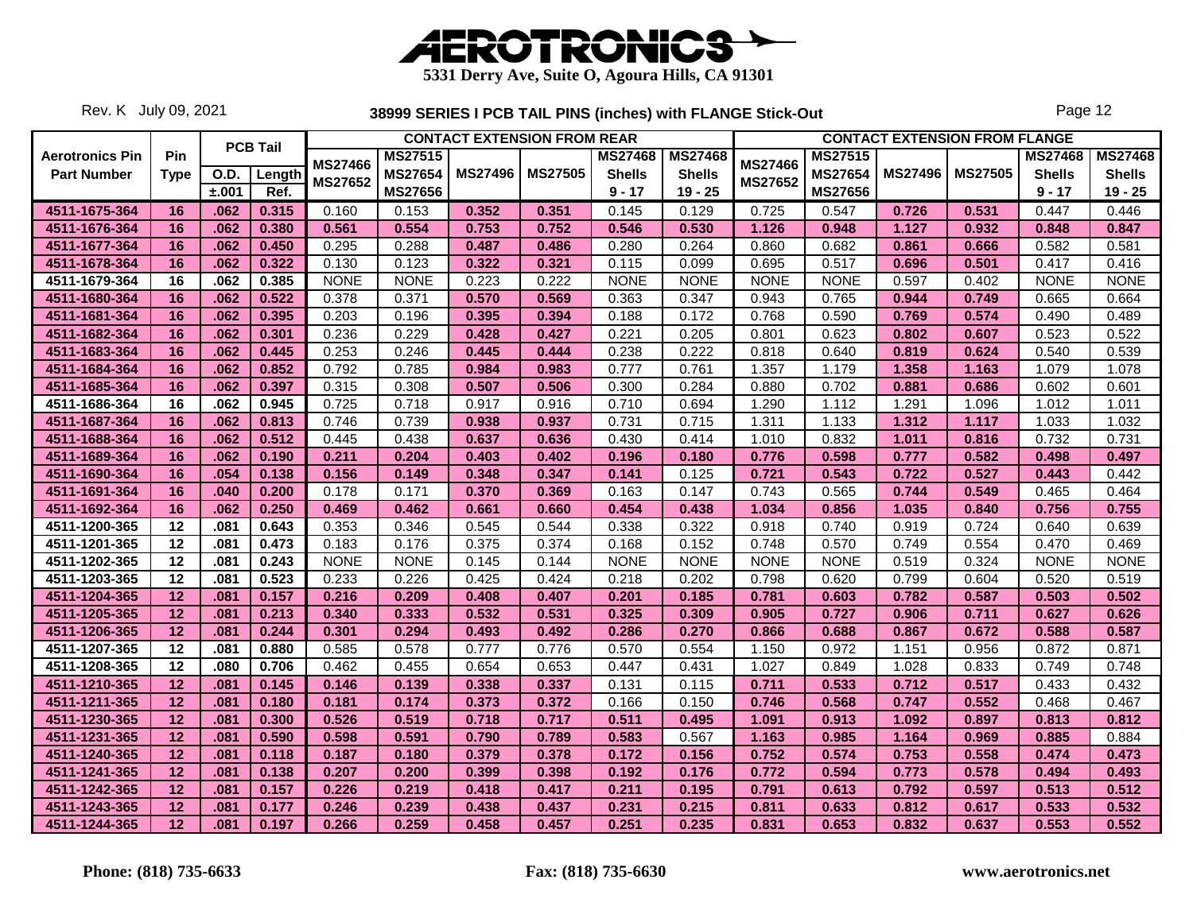# AEROTRONICS

**5331 Derry Ave, Suite O, Agoura Hills, CA 91301**

Rev. K July 09, 2021

## 38999 SERIES I PCB TAIL PINS (inches) with FLANGE Stick-Out

| Aerotronics Pin Part Number | Pin Type | PCB Tail O.D. ±.001 | PCB Tail Length Ref. | CONTACT EXTENSION FROM REAR MS27466 MS27652 | MS27515 MS27654 MS27656 | MS27496 | MS27505 | MS27468 Shells 9 - 17 | MS27468 Shells 19 - 25 | CONTACT EXTENSION FROM FLANGE MS27466 MS27652 | MS27515 MS27654 MS27656 | MS27496 | MS27505 | MS27468 Shells 9 - 17 | MS27468 Shells 19 - 25 |
|---|---|---|---|---|---|---|---|---|---|---|---|---|---|---|---|
| 4511-1675-364 | 16 | .062 | 0.315 | 0.160 | 0.153 | 0.352 | 0.351 | 0.145 | 0.129 | 0.725 | 0.547 | 0.726 | 0.531 | 0.447 | 0.446 |
| 4511-1676-364 | 16 | .062 | 0.380 | 0.561 | 0.554 | 0.753 | 0.752 | 0.546 | 0.530 | 1.126 | 0.948 | 1.127 | 0.932 | 0.848 | 0.847 |
| 4511-1677-364 | 16 | .062 | 0.450 | 0.295 | 0.288 | 0.487 | 0.486 | 0.280 | 0.264 | 0.860 | 0.682 | 0.861 | 0.666 | 0.582 | 0.581 |
| 4511-1678-364 | 16 | .062 | 0.322 | 0.130 | 0.123 | 0.322 | 0.321 | 0.115 | 0.099 | 0.695 | 0.517 | 0.696 | 0.501 | 0.417 | 0.416 |
| 4511-1679-364 | 16 | .062 | 0.385 | NONE | NONE | 0.223 | 0.222 | NONE | NONE | NONE | NONE | 0.597 | 0.402 | NONE | NONE |
| 4511-1680-364 | 16 | .062 | 0.522 | 0.378 | 0.371 | 0.570 | 0.569 | 0.363 | 0.347 | 0.943 | 0.765 | 0.944 | 0.749 | 0.665 | 0.664 |
| 4511-1681-364 | 16 | .062 | 0.395 | 0.203 | 0.196 | 0.395 | 0.394 | 0.188 | 0.172 | 0.768 | 0.590 | 0.769 | 0.574 | 0.490 | 0.489 |
| 4511-1682-364 | 16 | .062 | 0.301 | 0.236 | 0.229 | 0.428 | 0.427 | 0.221 | 0.205 | 0.801 | 0.623 | 0.802 | 0.607 | 0.523 | 0.522 |
| 4511-1683-364 | 16 | .062 | 0.445 | 0.253 | 0.246 | 0.445 | 0.444 | 0.238 | 0.222 | 0.818 | 0.640 | 0.819 | 0.624 | 0.540 | 0.539 |
| 4511-1684-364 | 16 | .062 | 0.852 | 0.792 | 0.785 | 0.984 | 0.983 | 0.777 | 0.761 | 1.357 | 1.179 | 1.358 | 1.163 | 1.079 | 1.078 |
| 4511-1685-364 | 16 | .062 | 0.397 | 0.315 | 0.308 | 0.507 | 0.506 | 0.300 | 0.284 | 0.880 | 0.702 | 0.881 | 0.686 | 0.602 | 0.601 |
| 4511-1686-364 | 16 | .062 | 0.945 | 0.725 | 0.718 | 0.917 | 0.916 | 0.710 | 0.694 | 1.290 | 1.112 | 1.291 | 1.096 | 1.012 | 1.011 |
| 4511-1687-364 | 16 | .062 | 0.813 | 0.746 | 0.739 | 0.938 | 0.937 | 0.731 | 0.715 | 1.311 | 1.133 | 1.312 | 1.117 | 1.033 | 1.032 |
| 4511-1688-364 | 16 | .062 | 0.512 | 0.445 | 0.438 | 0.637 | 0.636 | 0.430 | 0.414 | 1.010 | 0.832 | 1.011 | 0.816 | 0.732 | 0.731 |
| 4511-1689-364 | 16 | .062 | 0.190 | 0.211 | 0.204 | 0.403 | 0.402 | 0.196 | 0.180 | 0.776 | 0.598 | 0.777 | 0.582 | 0.498 | 0.497 |
| 4511-1690-364 | 16 | .054 | 0.138 | 0.156 | 0.149 | 0.348 | 0.347 | 0.141 | 0.125 | 0.721 | 0.543 | 0.722 | 0.527 | 0.443 | 0.442 |
| 4511-1691-364 | 16 | .040 | 0.200 | 0.178 | 0.171 | 0.370 | 0.369 | 0.163 | 0.147 | 0.743 | 0.565 | 0.744 | 0.549 | 0.465 | 0.464 |
| 4511-1692-364 | 16 | .062 | 0.250 | 0.469 | 0.462 | 0.661 | 0.660 | 0.454 | 0.438 | 1.034 | 0.856 | 1.035 | 0.840 | 0.756 | 0.755 |
| 4511-1200-365 | 12 | .081 | 0.643 | 0.353 | 0.346 | 0.545 | 0.544 | 0.338 | 0.322 | 0.918 | 0.740 | 0.919 | 0.724 | 0.640 | 0.639 |
| 4511-1201-365 | 12 | .081 | 0.473 | 0.183 | 0.176 | 0.375 | 0.374 | 0.168 | 0.152 | 0.748 | 0.570 | 0.749 | 0.554 | 0.470 | 0.469 |
| 4511-1202-365 | 12 | .081 | 0.243 | NONE | NONE | 0.145 | 0.144 | NONE | NONE | NONE | NONE | 0.519 | 0.324 | NONE | NONE |
| 4511-1203-365 | 12 | .081 | 0.523 | 0.233 | 0.226 | 0.425 | 0.424 | 0.218 | 0.202 | 0.798 | 0.620 | 0.799 | 0.604 | 0.520 | 0.519 |
| 4511-1204-365 | 12 | .081 | 0.157 | 0.216 | 0.209 | 0.408 | 0.407 | 0.201 | 0.185 | 0.781 | 0.603 | 0.782 | 0.587 | 0.503 | 0.502 |
| 4511-1205-365 | 12 | .081 | 0.213 | 0.340 | 0.333 | 0.532 | 0.531 | 0.325 | 0.309 | 0.905 | 0.727 | 0.906 | 0.711 | 0.627 | 0.626 |
| 4511-1206-365 | 12 | .081 | 0.244 | 0.301 | 0.294 | 0.493 | 0.492 | 0.286 | 0.270 | 0.866 | 0.688 | 0.867 | 0.672 | 0.588 | 0.587 |
| 4511-1207-365 | 12 | .081 | 0.880 | 0.585 | 0.578 | 0.777 | 0.776 | 0.570 | 0.554 | 1.150 | 0.972 | 1.151 | 0.956 | 0.872 | 0.871 |
| 4511-1208-365 | 12 | .080 | 0.706 | 0.462 | 0.455 | 0.654 | 0.653 | 0.447 | 0.431 | 1.027 | 0.849 | 1.028 | 0.833 | 0.749 | 0.748 |
| 4511-1210-365 | 12 | .081 | 0.145 | 0.146 | 0.139 | 0.338 | 0.337 | 0.131 | 0.115 | 0.711 | 0.533 | 0.712 | 0.517 | 0.433 | 0.432 |
| 4511-1211-365 | 12 | .081 | 0.180 | 0.181 | 0.174 | 0.373 | 0.372 | 0.166 | 0.150 | 0.746 | 0.568 | 0.747 | 0.552 | 0.468 | 0.467 |
| 4511-1230-365 | 12 | .081 | 0.300 | 0.526 | 0.519 | 0.718 | 0.717 | 0.511 | 0.495 | 1.091 | 0.913 | 1.092 | 0.897 | 0.813 | 0.812 |
| 4511-1231-365 | 12 | .081 | 0.590 | 0.598 | 0.591 | 0.790 | 0.789 | 0.583 | 0.567 | 1.163 | 0.985 | 1.164 | 0.969 | 0.885 | 0.884 |
| 4511-1240-365 | 12 | .081 | 0.118 | 0.187 | 0.180 | 0.379 | 0.378 | 0.172 | 0.156 | 0.752 | 0.574 | 0.753 | 0.558 | 0.474 | 0.473 |
| 4511-1241-365 | 12 | .081 | 0.138 | 0.207 | 0.200 | 0.399 | 0.398 | 0.192 | 0.176 | 0.772 | 0.594 | 0.773 | 0.578 | 0.494 | 0.493 |
| 4511-1242-365 | 12 | .081 | 0.157 | 0.226 | 0.219 | 0.418 | 0.417 | 0.211 | 0.195 | 0.791 | 0.613 | 0.792 | 0.597 | 0.513 | 0.512 |
| 4511-1243-365 | 12 | .081 | 0.177 | 0.246 | 0.239 | 0.438 | 0.437 | 0.231 | 0.215 | 0.811 | 0.633 | 0.812 | 0.617 | 0.533 | 0.532 |
| 4511-1244-365 | 12 | .081 | 0.197 | 0.266 | 0.259 | 0.458 | 0.457 | 0.251 | 0.235 | 0.831 | 0.653 | 0.832 | 0.637 | 0.553 | 0.552 |

**Phone: (818) 735-6633** **Fax: (818) 735-6630** **www.aerotronics.net**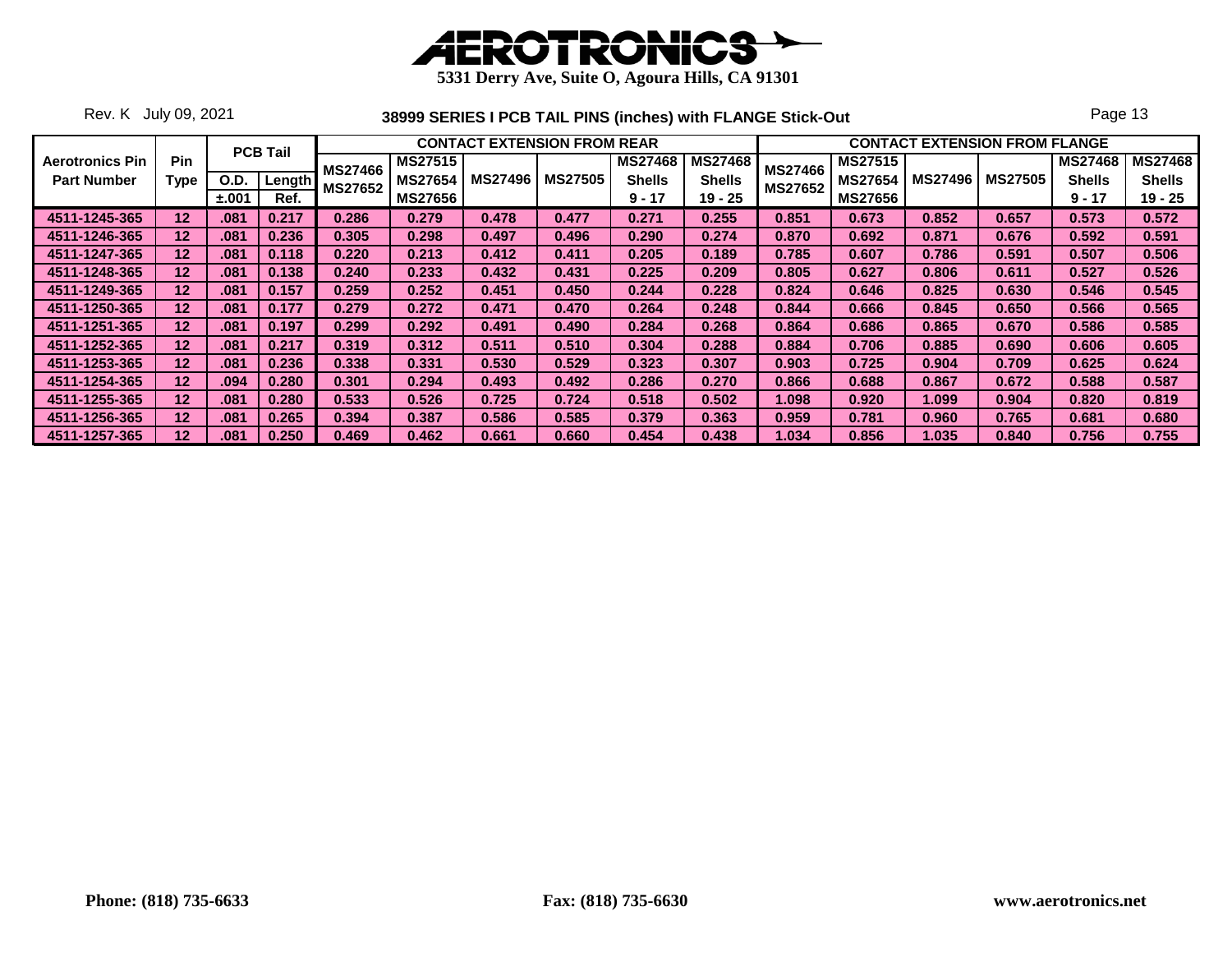# AEROTRONICS

**5331 Derry Ave, Suite O, Agoura Hills, CA 91301**

Rev. K July 09, 2021

## 38999 SERIES I PCB TAIL PINS (inches) with FLANGE Stick-Out

| Aerotronics Pin Part Number | Pin Type | PCB Tail | | CONTACT EXTENSION FROM REAR | | | | | | CONTACT EXTENSION FROM FLANGE | | | | | |
|---|---|---|---|---|---|---|---|---|---|---|---|---|---|---|---|
| | | O.D. ±.001 | Length Ref. | MS27466 MS27652 | MS27515 MS27654 MS27656 | MS27496 | MS27505 | MS27468 Shells 9 - 17 | MS27468 Shells 19 - 25 | MS27466 MS27652 | MS27515 MS27654 MS27656 | MS27496 | MS27505 | MS27468 Shells 9 - 17 | MS27468 Shells 19 - 25 |
| 4511-1245-365 | 12 | .081 | 0.217 | 0.286 | 0.279 | 0.478 | 0.477 | 0.271 | 0.255 | 0.851 | 0.673 | 0.852 | 0.657 | 0.573 | 0.572 |
| 4511-1246-365 | 12 | .081 | 0.236 | 0.305 | 0.298 | 0.497 | 0.496 | 0.290 | 0.274 | 0.870 | 0.692 | 0.871 | 0.676 | 0.592 | 0.591 |
| 4511-1247-365 | 12 | .081 | 0.118 | 0.220 | 0.213 | 0.412 | 0.411 | 0.205 | 0.189 | 0.785 | 0.607 | 0.786 | 0.591 | 0.507 | 0.506 |
| 4511-1248-365 | 12 | .081 | 0.138 | 0.240 | 0.233 | 0.432 | 0.431 | 0.225 | 0.209 | 0.805 | 0.627 | 0.806 | 0.611 | 0.527 | 0.526 |
| 4511-1249-365 | 12 | .081 | 0.157 | 0.259 | 0.252 | 0.451 | 0.450 | 0.244 | 0.228 | 0.824 | 0.646 | 0.825 | 0.630 | 0.546 | 0.545 |
| 4511-1250-365 | 12 | .081 | 0.177 | 0.279 | 0.272 | 0.471 | 0.470 | 0.264 | 0.248 | 0.844 | 0.666 | 0.845 | 0.650 | 0.566 | 0.565 |
| 4511-1251-365 | 12 | .081 | 0.197 | 0.299 | 0.292 | 0.491 | 0.490 | 0.284 | 0.268 | 0.864 | 0.686 | 0.865 | 0.670 | 0.586 | 0.585 |
| 4511-1252-365 | 12 | .081 | 0.217 | 0.319 | 0.312 | 0.511 | 0.510 | 0.304 | 0.288 | 0.884 | 0.706 | 0.885 | 0.690 | 0.606 | 0.605 |
| 4511-1253-365 | 12 | .081 | 0.236 | 0.338 | 0.331 | 0.530 | 0.529 | 0.323 | 0.307 | 0.903 | 0.725 | 0.904 | 0.709 | 0.625 | 0.624 |
| 4511-1254-365 | 12 | .094 | 0.280 | 0.301 | 0.294 | 0.493 | 0.492 | 0.286 | 0.270 | 0.866 | 0.688 | 0.867 | 0.672 | 0.588 | 0.587 |
| 4511-1255-365 | 12 | .081 | 0.280 | 0.533 | 0.526 | 0.725 | 0.724 | 0.518 | 0.502 | 1.098 | 0.920 | 1.099 | 0.904 | 0.820 | 0.819 |
| 4511-1256-365 | 12 | .081 | 0.265 | 0.394 | 0.387 | 0.586 | 0.585 | 0.379 | 0.363 | 0.959 | 0.781 | 0.960 | 0.765 | 0.681 | 0.680 |
| 4511-1257-365 | 12 | .081 | 0.250 | 0.469 | 0.462 | 0.661 | 0.660 | 0.454 | 0.438 | 1.034 | 0.856 | 1.035 | 0.840 | 0.756 | 0.755 |

**Phone: (818) 735-6633** **Fax: (818) 735-6630** **www.aerotronics.net**